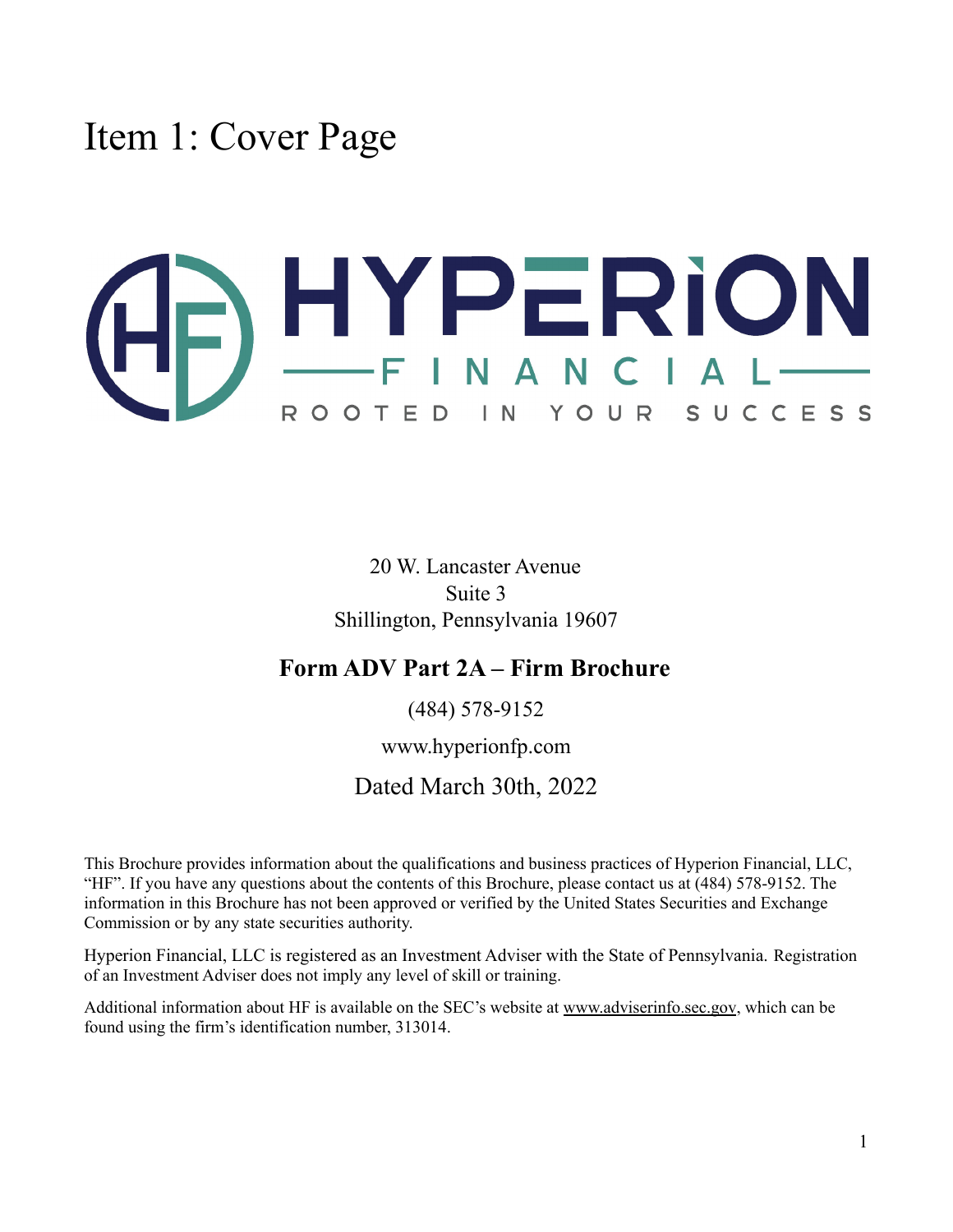# Item 1: Cover Page

HYPERION FINANCIAL

ROOTED IN YOUR SUCCESS

20 W. Lancaster Avenue
Suite 3
Shillington, Pennsylvania 19607

## Form ADV Part 2A – Firm Brochure

(484) 578-9152

www.hyperionfp.com

Dated March 30th, 2022

This Brochure provides information about the qualifications and business practices of Hyperion Financial, LLC, "HF". If you have any questions about the contents of this Brochure, please contact us at (484) 578-9152. The information in this Brochure has not been approved or verified by the United States Securities and Exchange Commission or by any state securities authority.

Hyperion Financial, LLC is registered as an Investment Adviser with the State of Pennsylvania. Registration of an Investment Adviser does not imply any level of skill or training.

Additional information about HF is available on the SEC's website at www.adviserinfo.sec.gov, which can be found using the firm's identification number, 313014.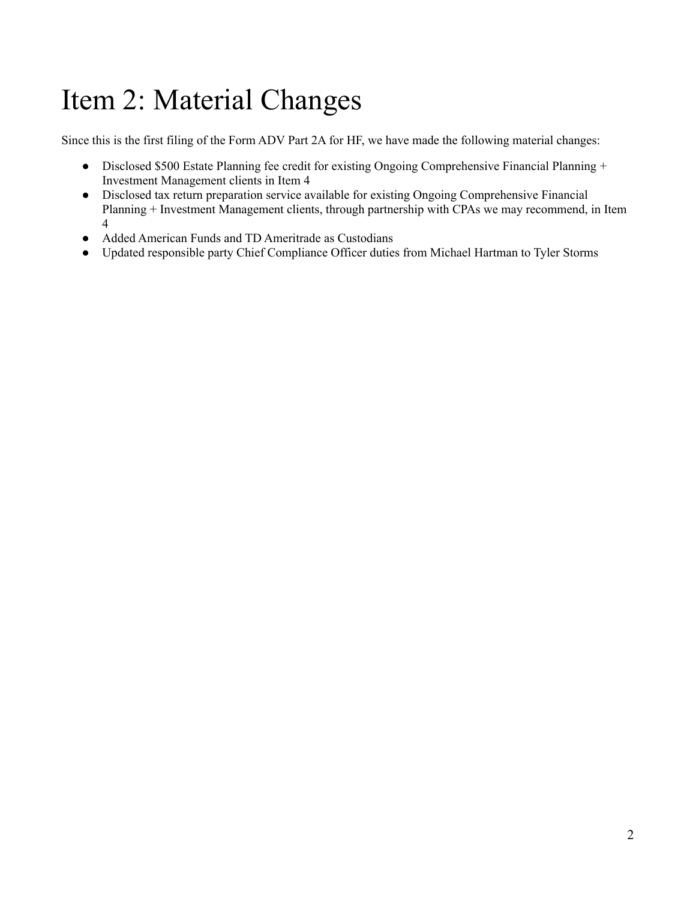# Item 2: Material Changes

Since this is the first filing of the Form ADV Part 2A for HF, we have made the following material changes:

- Disclosed $500 Estate Planning fee credit for existing Ongoing Comprehensive Financial Planning + Investment Management clients in Item 4
- Disclosed tax return preparation service available for existing Ongoing Comprehensive Financial Planning + Investment Management clients, through partnership with CPAs we may recommend, in Item 4
- Added American Funds and TD Ameritrade as Custodians
- Updated responsible party Chief Compliance Officer duties from Michael Hartman to Tyler Storms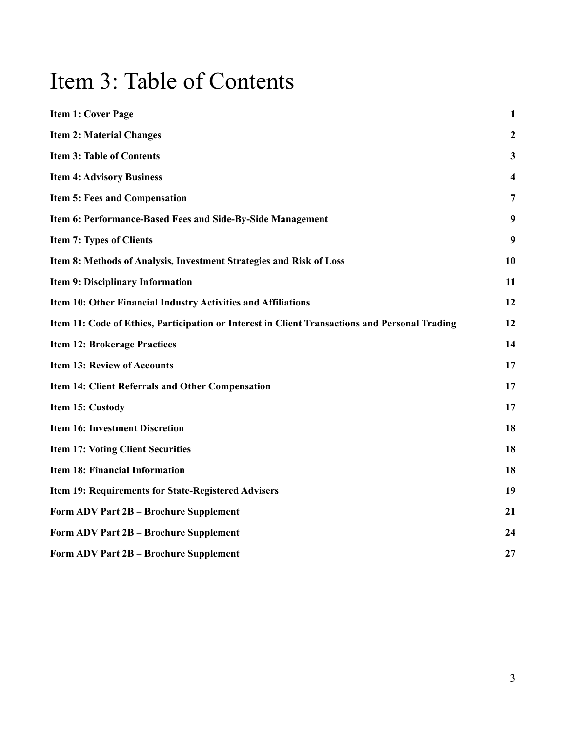# Item 3: Table of Contents

| | |
|---|---|
| **Item 1: Cover Page** | **1** |
| **Item 2: Material Changes** | **2** |
| **Item 3: Table of Contents** | **3** |
| **Item 4: Advisory Business** | **4** |
| **Item 5: Fees and Compensation** | **7** |
| **Item 6: Performance-Based Fees and Side-By-Side Management** | **9** |
| **Item 7: Types of Clients** | **9** |
| **Item 8: Methods of Analysis, Investment Strategies and Risk of Loss** | **10** |
| **Item 9: Disciplinary Information** | **11** |
| **Item 10: Other Financial Industry Activities and Affiliations** | **12** |
| **Item 11: Code of Ethics, Participation or Interest in Client Transactions and Personal Trading** | **12** |
| **Item 12: Brokerage Practices** | **14** |
| **Item 13: Review of Accounts** | **17** |
| **Item 14: Client Referrals and Other Compensation** | **17** |
| **Item 15: Custody** | **17** |
| **Item 16: Investment Discretion** | **18** |
| **Item 17: Voting Client Securities** | **18** |
| **Item 18: Financial Information** | **18** |
| **Item 19: Requirements for State-Registered Advisers** | **19** |
| **Form ADV Part 2B – Brochure Supplement** | **21** |
| **Form ADV Part 2B – Brochure Supplement** | **24** |
| **Form ADV Part 2B – Brochure Supplement** | **27** |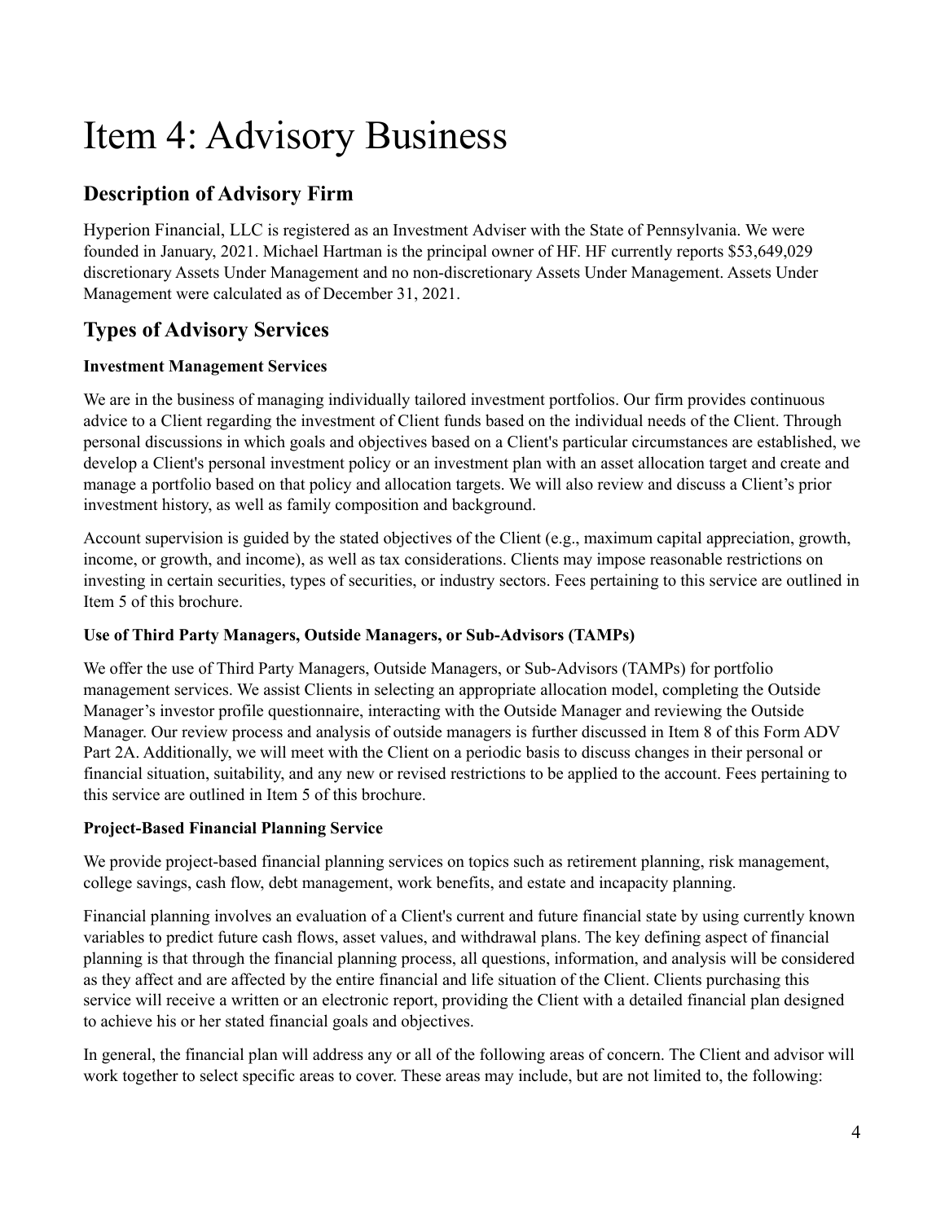# Item 4: Advisory Business

## Description of Advisory Firm

Hyperion Financial, LLC is registered as an Investment Adviser with the State of Pennsylvania. We were founded in January, 2021. Michael Hartman is the principal owner of HF. HF currently reports $53,649,029 discretionary Assets Under Management and no non-discretionary Assets Under Management. Assets Under Management were calculated as of December 31, 2021.

## Types of Advisory Services

### Investment Management Services

We are in the business of managing individually tailored investment portfolios. Our firm provides continuous advice to a Client regarding the investment of Client funds based on the individual needs of the Client. Through personal discussions in which goals and objectives based on a Client's particular circumstances are established, we develop a Client's personal investment policy or an investment plan with an asset allocation target and create and manage a portfolio based on that policy and allocation targets. We will also review and discuss a Client's prior investment history, as well as family composition and background.

Account supervision is guided by the stated objectives of the Client (e.g., maximum capital appreciation, growth, income, or growth, and income), as well as tax considerations. Clients may impose reasonable restrictions on investing in certain securities, types of securities, or industry sectors. Fees pertaining to this service are outlined in Item 5 of this brochure.

### Use of Third Party Managers, Outside Managers, or Sub-Advisors (TAMPs)

We offer the use of Third Party Managers, Outside Managers, or Sub-Advisors (TAMPs) for portfolio management services. We assist Clients in selecting an appropriate allocation model, completing the Outside Manager's investor profile questionnaire, interacting with the Outside Manager and reviewing the Outside Manager. Our review process and analysis of outside managers is further discussed in Item 8 of this Form ADV Part 2A. Additionally, we will meet with the Client on a periodic basis to discuss changes in their personal or financial situation, suitability, and any new or revised restrictions to be applied to the account. Fees pertaining to this service are outlined in Item 5 of this brochure.

### Project-Based Financial Planning Service

We provide project-based financial planning services on topics such as retirement planning, risk management, college savings, cash flow, debt management, work benefits, and estate and incapacity planning.

Financial planning involves an evaluation of a Client's current and future financial state by using currently known variables to predict future cash flows, asset values, and withdrawal plans. The key defining aspect of financial planning is that through the financial planning process, all questions, information, and analysis will be considered as they affect and are affected by the entire financial and life situation of the Client. Clients purchasing this service will receive a written or an electronic report, providing the Client with a detailed financial plan designed to achieve his or her stated financial goals and objectives.

In general, the financial plan will address any or all of the following areas of concern. The Client and advisor will work together to select specific areas to cover. These areas may include, but are not limited to, the following: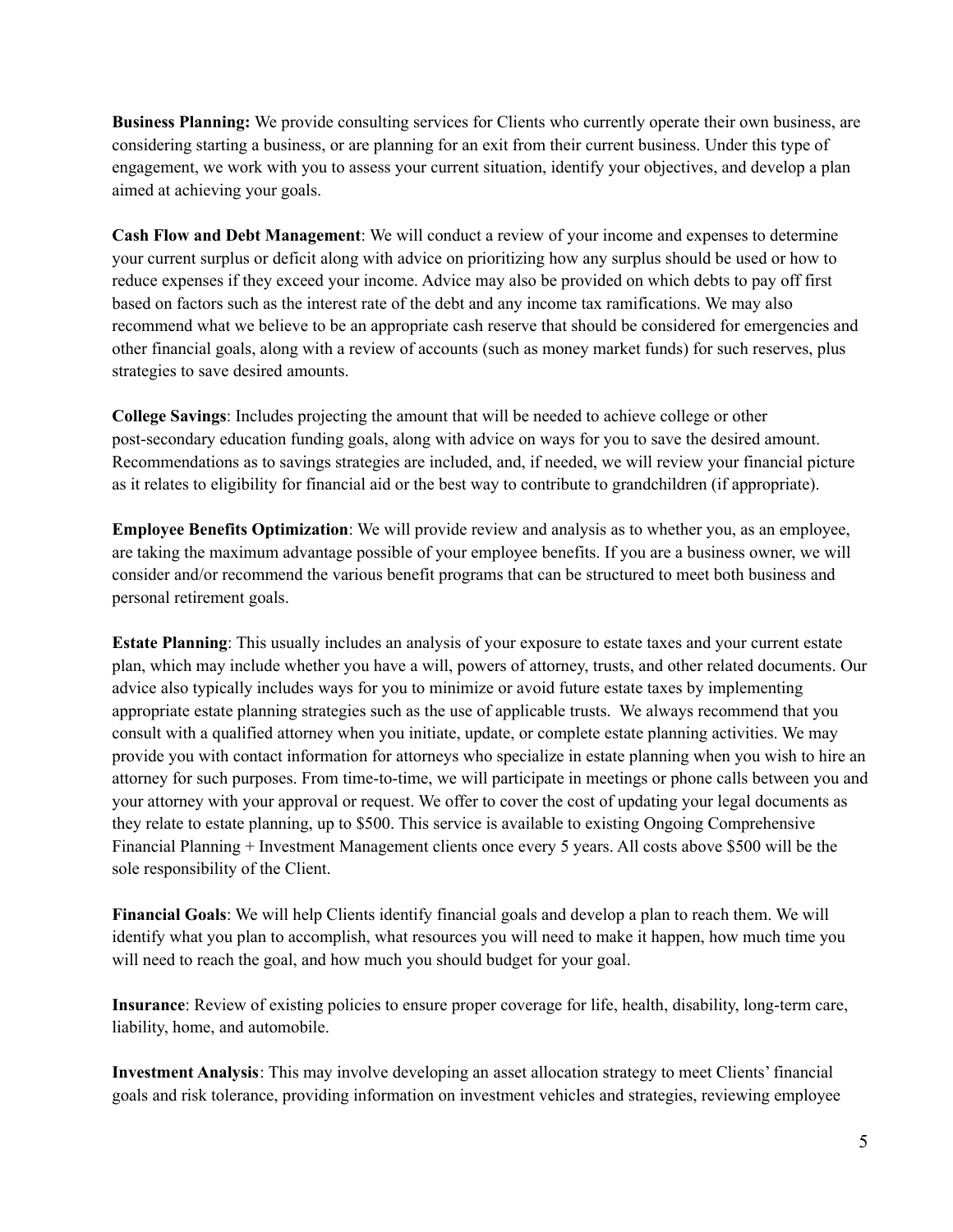**Business Planning:** We provide consulting services for Clients who currently operate their own business, are considering starting a business, or are planning for an exit from their current business. Under this type of engagement, we work with you to assess your current situation, identify your objectives, and develop a plan aimed at achieving your goals.

**Cash Flow and Debt Management**: We will conduct a review of your income and expenses to determine your current surplus or deficit along with advice on prioritizing how any surplus should be used or how to reduce expenses if they exceed your income. Advice may also be provided on which debts to pay off first based on factors such as the interest rate of the debt and any income tax ramifications. We may also recommend what we believe to be an appropriate cash reserve that should be considered for emergencies and other financial goals, along with a review of accounts (such as money market funds) for such reserves, plus strategies to save desired amounts.

**College Savings**: Includes projecting the amount that will be needed to achieve college or other post-secondary education funding goals, along with advice on ways for you to save the desired amount. Recommendations as to savings strategies are included, and, if needed, we will review your financial picture as it relates to eligibility for financial aid or the best way to contribute to grandchildren (if appropriate).

**Employee Benefits Optimization**: We will provide review and analysis as to whether you, as an employee, are taking the maximum advantage possible of your employee benefits. If you are a business owner, we will consider and/or recommend the various benefit programs that can be structured to meet both business and personal retirement goals.

**Estate Planning**: This usually includes an analysis of your exposure to estate taxes and your current estate plan, which may include whether you have a will, powers of attorney, trusts, and other related documents. Our advice also typically includes ways for you to minimize or avoid future estate taxes by implementing appropriate estate planning strategies such as the use of applicable trusts. We always recommend that you consult with a qualified attorney when you initiate, update, or complete estate planning activities. We may provide you with contact information for attorneys who specialize in estate planning when you wish to hire an attorney for such purposes. From time-to-time, we will participate in meetings or phone calls between you and your attorney with your approval or request. We offer to cover the cost of updating your legal documents as they relate to estate planning, up to $500. This service is available to existing Ongoing Comprehensive Financial Planning + Investment Management clients once every 5 years. All costs above $500 will be the sole responsibility of the Client.

**Financial Goals**: We will help Clients identify financial goals and develop a plan to reach them. We will identify what you plan to accomplish, what resources you will need to make it happen, how much time you will need to reach the goal, and how much you should budget for your goal.

**Insurance**: Review of existing policies to ensure proper coverage for life, health, disability, long-term care, liability, home, and automobile.

**Investment Analysis**: This may involve developing an asset allocation strategy to meet Clients' financial goals and risk tolerance, providing information on investment vehicles and strategies, reviewing employee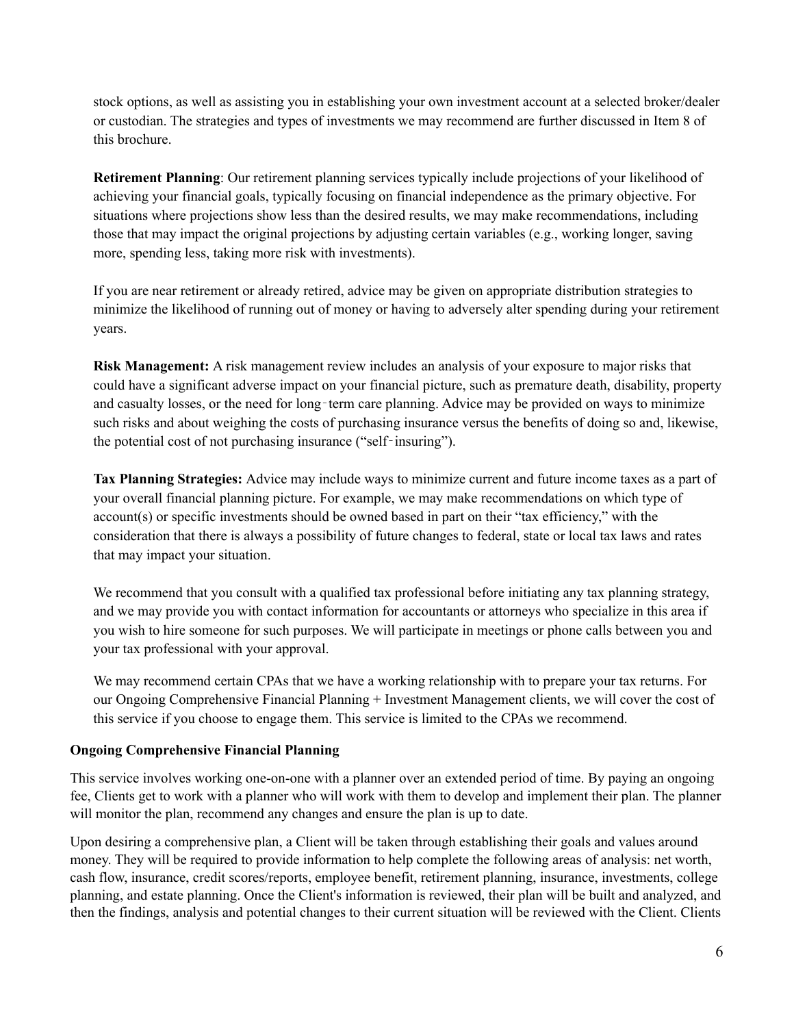stock options, as well as assisting you in establishing your own investment account at a selected broker/dealer or custodian. The strategies and types of investments we may recommend are further discussed in Item 8 of this brochure.

**Retirement Planning**: Our retirement planning services typically include projections of your likelihood of achieving your financial goals, typically focusing on financial independence as the primary objective. For situations where projections show less than the desired results, we may make recommendations, including those that may impact the original projections by adjusting certain variables (e.g., working longer, saving more, spending less, taking more risk with investments).

If you are near retirement or already retired, advice may be given on appropriate distribution strategies to minimize the likelihood of running out of money or having to adversely alter spending during your retirement years.

**Risk Management:** A risk management review includes an analysis of your exposure to major risks that could have a significant adverse impact on your financial picture, such as premature death, disability, property and casualty losses, or the need for long‑term care planning. Advice may be provided on ways to minimize such risks and about weighing the costs of purchasing insurance versus the benefits of doing so and, likewise, the potential cost of not purchasing insurance ("self‑insuring").

**Tax Planning Strategies:** Advice may include ways to minimize current and future income taxes as a part of your overall financial planning picture. For example, we may make recommendations on which type of account(s) or specific investments should be owned based in part on their "tax efficiency," with the consideration that there is always a possibility of future changes to federal, state or local tax laws and rates that may impact your situation.

We recommend that you consult with a qualified tax professional before initiating any tax planning strategy, and we may provide you with contact information for accountants or attorneys who specialize in this area if you wish to hire someone for such purposes. We will participate in meetings or phone calls between you and your tax professional with your approval.

We may recommend certain CPAs that we have a working relationship with to prepare your tax returns. For our Ongoing Comprehensive Financial Planning + Investment Management clients, we will cover the cost of this service if you choose to engage them. This service is limited to the CPAs we recommend.

**Ongoing Comprehensive Financial Planning**

This service involves working one-on-one with a planner over an extended period of time. By paying an ongoing fee, Clients get to work with a planner who will work with them to develop and implement their plan. The planner will monitor the plan, recommend any changes and ensure the plan is up to date.

Upon desiring a comprehensive plan, a Client will be taken through establishing their goals and values around money. They will be required to provide information to help complete the following areas of analysis: net worth, cash flow, insurance, credit scores/reports, employee benefit, retirement planning, insurance, investments, college planning, and estate planning. Once the Client's information is reviewed, their plan will be built and analyzed, and then the findings, analysis and potential changes to their current situation will be reviewed with the Client. Clients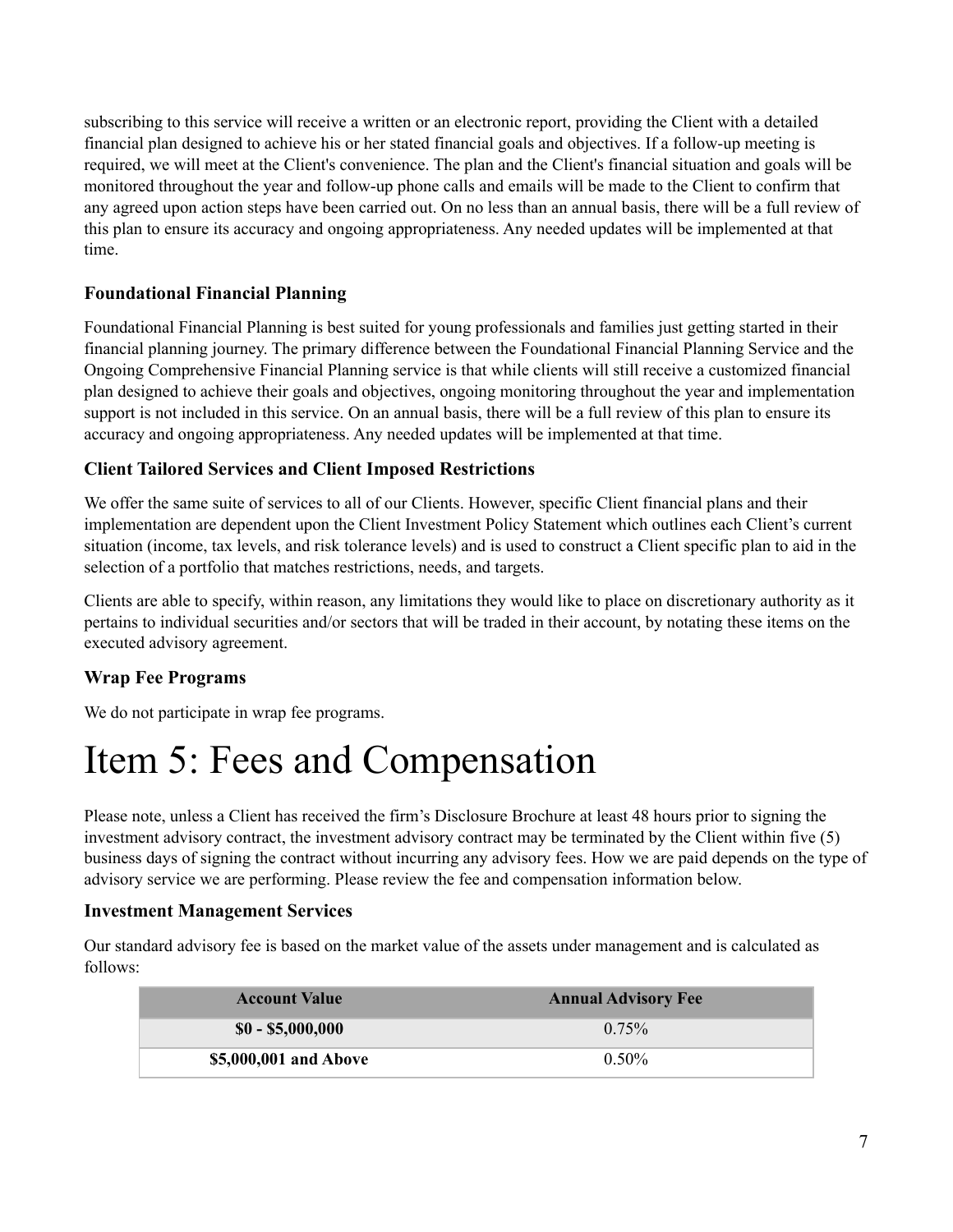subscribing to this service will receive a written or an electronic report, providing the Client with a detailed financial plan designed to achieve his or her stated financial goals and objectives. If a follow-up meeting is required, we will meet at the Client's convenience. The plan and the Client's financial situation and goals will be monitored throughout the year and follow-up phone calls and emails will be made to the Client to confirm that any agreed upon action steps have been carried out. On no less than an annual basis, there will be a full review of this plan to ensure its accuracy and ongoing appropriateness. Any needed updates will be implemented at that time.

### Foundational Financial Planning

Foundational Financial Planning is best suited for young professionals and families just getting started in their financial planning journey. The primary difference between the Foundational Financial Planning Service and the Ongoing Comprehensive Financial Planning service is that while clients will still receive a customized financial plan designed to achieve their goals and objectives, ongoing monitoring throughout the year and implementation support is not included in this service. On an annual basis, there will be a full review of this plan to ensure its accuracy and ongoing appropriateness. Any needed updates will be implemented at that time.

### Client Tailored Services and Client Imposed Restrictions

We offer the same suite of services to all of our Clients. However, specific Client financial plans and their implementation are dependent upon the Client Investment Policy Statement which outlines each Client's current situation (income, tax levels, and risk tolerance levels) and is used to construct a Client specific plan to aid in the selection of a portfolio that matches restrictions, needs, and targets.

Clients are able to specify, within reason, any limitations they would like to place on discretionary authority as it pertains to individual securities and/or sectors that will be traded in their account, by notating these items on the executed advisory agreement.

### Wrap Fee Programs

We do not participate in wrap fee programs.

# Item 5: Fees and Compensation

Please note, unless a Client has received the firm's Disclosure Brochure at least 48 hours prior to signing the investment advisory contract, the investment advisory contract may be terminated by the Client within five (5) business days of signing the contract without incurring any advisory fees. How we are paid depends on the type of advisory service we are performing. Please review the fee and compensation information below.

### Investment Management Services

Our standard advisory fee is based on the market value of the assets under management and is calculated as follows:

| Account Value | Annual Advisory Fee |
| --- | --- |
| **$0 - $5,000,000** | 0.75% |
| **$5,000,001 and Above** | 0.50% |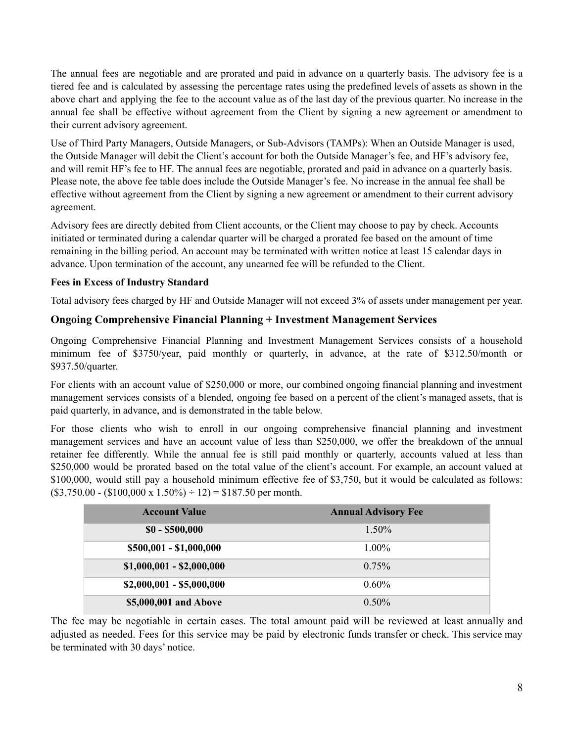The annual fees are negotiable and are prorated and paid in advance on a quarterly basis. The advisory fee is a tiered fee and is calculated by assessing the percentage rates using the predefined levels of assets as shown in the above chart and applying the fee to the account value as of the last day of the previous quarter. No increase in the annual fee shall be effective without agreement from the Client by signing a new agreement or amendment to their current advisory agreement.

Use of Third Party Managers, Outside Managers, or Sub-Advisors (TAMPs): When an Outside Manager is used, the Outside Manager will debit the Client's account for both the Outside Manager's fee, and HF's advisory fee, and will remit HF's fee to HF. The annual fees are negotiable, prorated and paid in advance on a quarterly basis. Please note, the above fee table does include the Outside Manager's fee. No increase in the annual fee shall be effective without agreement from the Client by signing a new agreement or amendment to their current advisory agreement.

Advisory fees are directly debited from Client accounts, or the Client may choose to pay by check. Accounts initiated or terminated during a calendar quarter will be charged a prorated fee based on the amount of time remaining in the billing period. An account may be terminated with written notice at least 15 calendar days in advance. Upon termination of the account, any unearned fee will be refunded to the Client.

**Fees in Excess of Industry Standard**

Total advisory fees charged by HF and Outside Manager will not exceed 3% of assets under management per year.

### Ongoing Comprehensive Financial Planning + Investment Management Services

Ongoing Comprehensive Financial Planning and Investment Management Services consists of a household minimum fee of $3750/year, paid monthly or quarterly, in advance, at the rate of $312.50/month or $937.50/quarter.

For clients with an account value of $250,000 or more, our combined ongoing financial planning and investment management services consists of a blended, ongoing fee based on a percent of the client's managed assets, that is paid quarterly, in advance, and is demonstrated in the table below.

For those clients who wish to enroll in our ongoing comprehensive financial planning and investment management services and have an account value of less than $250,000, we offer the breakdown of the annual retainer fee differently. While the annual fee is still paid monthly or quarterly, accounts valued at less than $250,000 would be prorated based on the total value of the client's account. For example, an account valued at $100,000, would still pay a household minimum effective fee of $3,750, but it would be calculated as follows: ($3,750.00 - ($100,000 x 1.50%) ÷ 12) = $187.50 per month.

| Account Value | Annual Advisory Fee |
|---|---|
| $0 - $500,000 | 1.50% |
| $500,001 - $1,000,000 | 1.00% |
| $1,000,001 - $2,000,000 | 0.75% |
| $2,000,001 - $5,000,000 | 0.60% |
| $5,000,001 and Above | 0.50% |

The fee may be negotiable in certain cases. The total amount paid will be reviewed at least annually and adjusted as needed. Fees for this service may be paid by electronic funds transfer or check. This service may be terminated with 30 days' notice.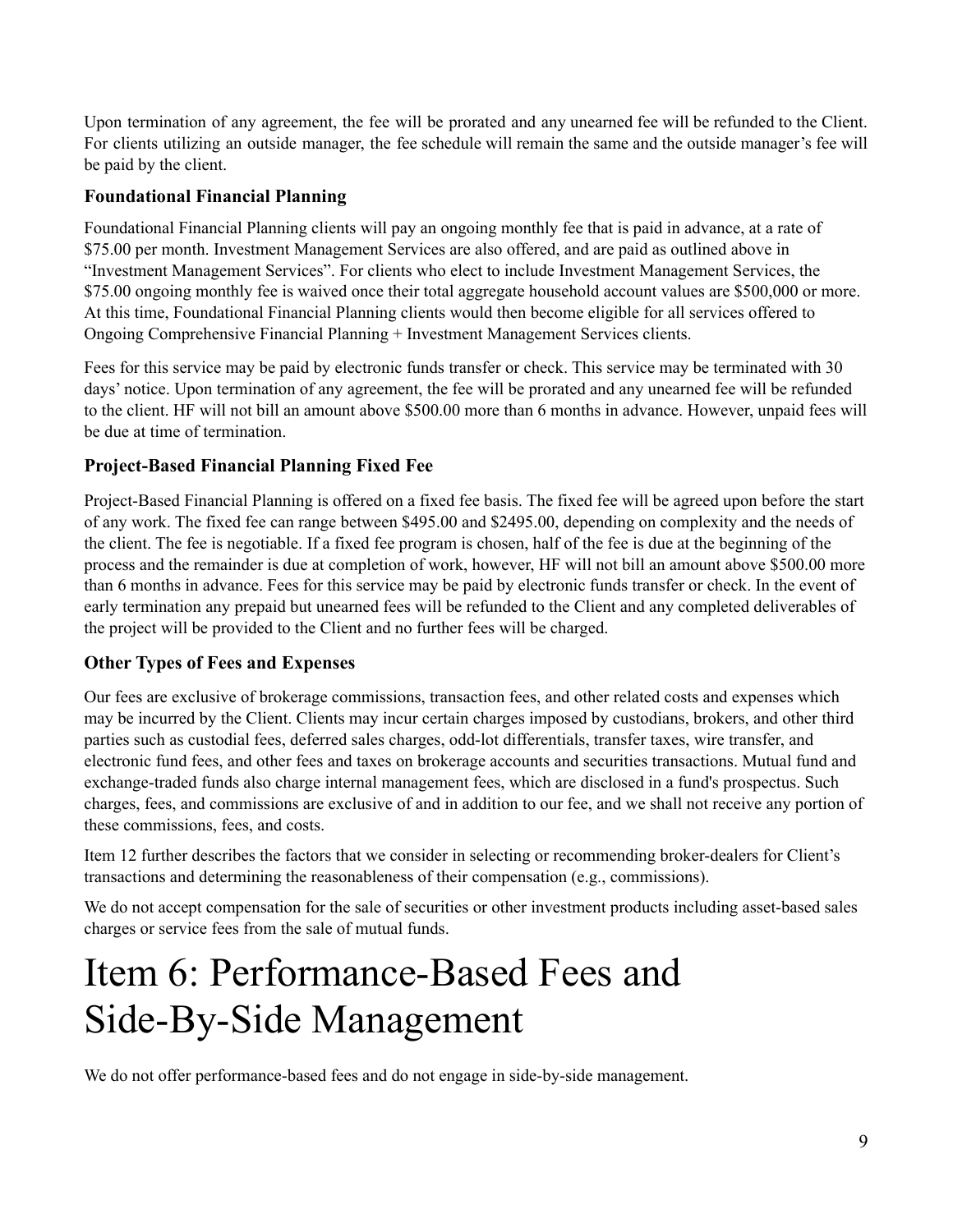Upon termination of any agreement, the fee will be prorated and any unearned fee will be refunded to the Client. For clients utilizing an outside manager, the fee schedule will remain the same and the outside manager's fee will be paid by the client.

### Foundational Financial Planning

Foundational Financial Planning clients will pay an ongoing monthly fee that is paid in advance, at a rate of $75.00 per month. Investment Management Services are also offered, and are paid as outlined above in "Investment Management Services". For clients who elect to include Investment Management Services, the $75.00 ongoing monthly fee is waived once their total aggregate household account values are $500,000 or more. At this time, Foundational Financial Planning clients would then become eligible for all services offered to Ongoing Comprehensive Financial Planning + Investment Management Services clients.

Fees for this service may be paid by electronic funds transfer or check. This service may be terminated with 30 days' notice. Upon termination of any agreement, the fee will be prorated and any unearned fee will be refunded to the client. HF will not bill an amount above $500.00 more than 6 months in advance. However, unpaid fees will be due at time of termination.

### Project-Based Financial Planning Fixed Fee

Project-Based Financial Planning is offered on a fixed fee basis. The fixed fee will be agreed upon before the start of any work. The fixed fee can range between $495.00 and $2495.00, depending on complexity and the needs of the client. The fee is negotiable. If a fixed fee program is chosen, half of the fee is due at the beginning of the process and the remainder is due at completion of work, however, HF will not bill an amount above $500.00 more than 6 months in advance. Fees for this service may be paid by electronic funds transfer or check. In the event of early termination any prepaid but unearned fees will be refunded to the Client and any completed deliverables of the project will be provided to the Client and no further fees will be charged.

### Other Types of Fees and Expenses

Our fees are exclusive of brokerage commissions, transaction fees, and other related costs and expenses which may be incurred by the Client. Clients may incur certain charges imposed by custodians, brokers, and other third parties such as custodial fees, deferred sales charges, odd-lot differentials, transfer taxes, wire transfer, and electronic fund fees, and other fees and taxes on brokerage accounts and securities transactions. Mutual fund and exchange-traded funds also charge internal management fees, which are disclosed in a fund's prospectus. Such charges, fees, and commissions are exclusive of and in addition to our fee, and we shall not receive any portion of these commissions, fees, and costs.

Item 12 further describes the factors that we consider in selecting or recommending broker-dealers for Client's transactions and determining the reasonableness of their compensation (e.g., commissions).

We do not accept compensation for the sale of securities or other investment products including asset-based sales charges or service fees from the sale of mutual funds.

# Item 6: Performance-Based Fees and Side-By-Side Management

We do not offer performance-based fees and do not engage in side-by-side management.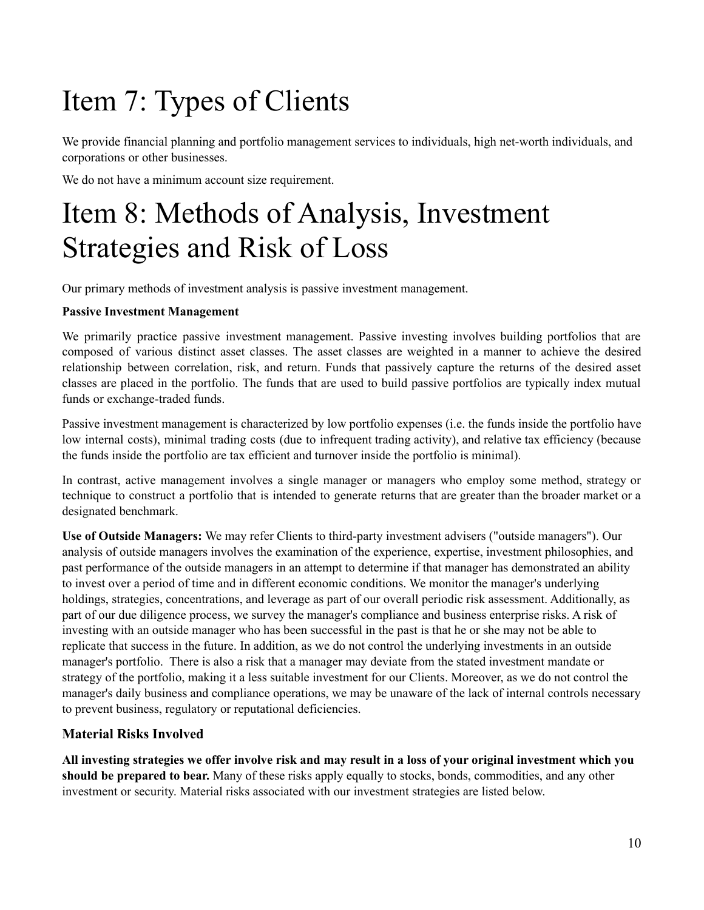# Item 7: Types of Clients

We provide financial planning and portfolio management services to individuals, high net-worth individuals, and corporations or other businesses.

We do not have a minimum account size requirement.

# Item 8: Methods of Analysis, Investment Strategies and Risk of Loss

Our primary methods of investment analysis is passive investment management.

**Passive Investment Management**

We primarily practice passive investment management. Passive investing involves building portfolios that are composed of various distinct asset classes. The asset classes are weighted in a manner to achieve the desired relationship between correlation, risk, and return. Funds that passively capture the returns of the desired asset classes are placed in the portfolio. The funds that are used to build passive portfolios are typically index mutual funds or exchange-traded funds.

Passive investment management is characterized by low portfolio expenses (i.e. the funds inside the portfolio have low internal costs), minimal trading costs (due to infrequent trading activity), and relative tax efficiency (because the funds inside the portfolio are tax efficient and turnover inside the portfolio is minimal).

In contrast, active management involves a single manager or managers who employ some method, strategy or technique to construct a portfolio that is intended to generate returns that are greater than the broader market or a designated benchmark.

**Use of Outside Managers:** We may refer Clients to third-party investment advisers ("outside managers"). Our analysis of outside managers involves the examination of the experience, expertise, investment philosophies, and past performance of the outside managers in an attempt to determine if that manager has demonstrated an ability to invest over a period of time and in different economic conditions. We monitor the manager's underlying holdings, strategies, concentrations, and leverage as part of our overall periodic risk assessment. Additionally, as part of our due diligence process, we survey the manager's compliance and business enterprise risks. A risk of investing with an outside manager who has been successful in the past is that he or she may not be able to replicate that success in the future. In addition, as we do not control the underlying investments in an outside manager's portfolio. There is also a risk that a manager may deviate from the stated investment mandate or strategy of the portfolio, making it a less suitable investment for our Clients. Moreover, as we do not control the manager's daily business and compliance operations, we may be unaware of the lack of internal controls necessary to prevent business, regulatory or reputational deficiencies.

### Material Risks Involved

**All investing strategies we offer involve risk and may result in a loss of your original investment which you should be prepared to bear.** Many of these risks apply equally to stocks, bonds, commodities, and any other investment or security. Material risks associated with our investment strategies are listed below.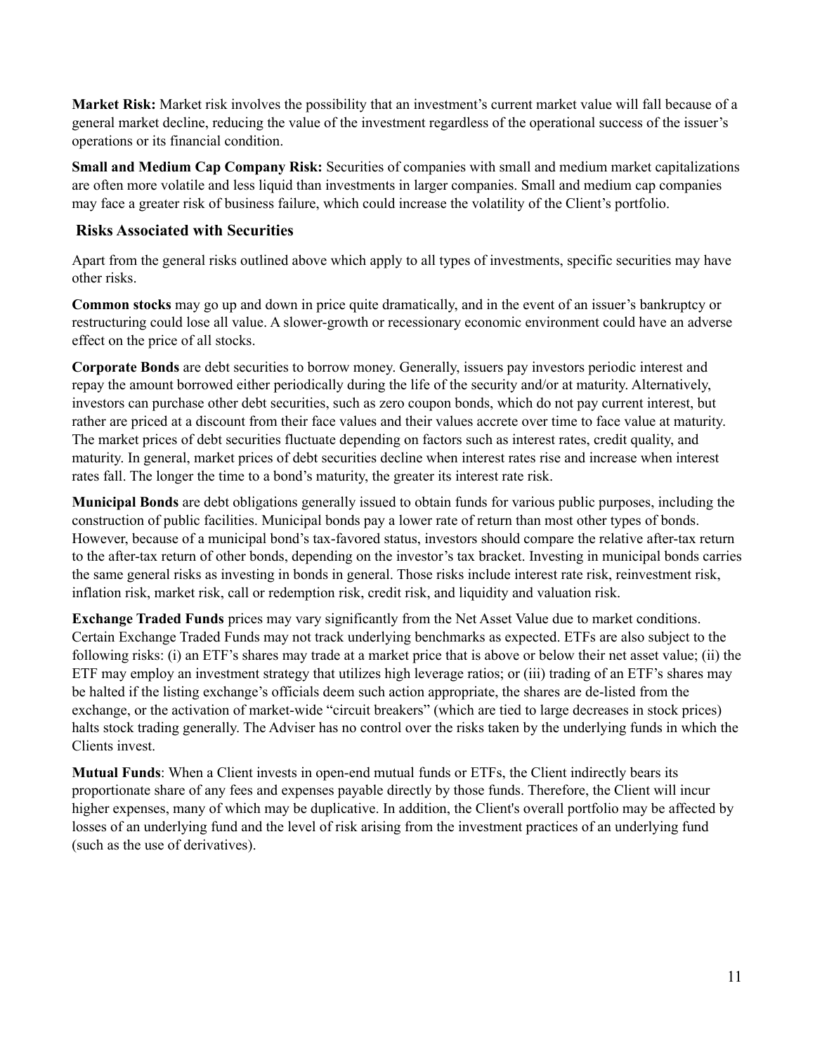**Market Risk:** Market risk involves the possibility that an investment's current market value will fall because of a general market decline, reducing the value of the investment regardless of the operational success of the issuer's operations or its financial condition.

**Small and Medium Cap Company Risk:** Securities of companies with small and medium market capitalizations are often more volatile and less liquid than investments in larger companies. Small and medium cap companies may face a greater risk of business failure, which could increase the volatility of the Client's portfolio.

### Risks Associated with Securities

Apart from the general risks outlined above which apply to all types of investments, specific securities may have other risks.

**Common stocks** may go up and down in price quite dramatically, and in the event of an issuer's bankruptcy or restructuring could lose all value. A slower-growth or recessionary economic environment could have an adverse effect on the price of all stocks.

**Corporate Bonds** are debt securities to borrow money. Generally, issuers pay investors periodic interest and repay the amount borrowed either periodically during the life of the security and/or at maturity. Alternatively, investors can purchase other debt securities, such as zero coupon bonds, which do not pay current interest, but rather are priced at a discount from their face values and their values accrete over time to face value at maturity. The market prices of debt securities fluctuate depending on factors such as interest rates, credit quality, and maturity. In general, market prices of debt securities decline when interest rates rise and increase when interest rates fall. The longer the time to a bond's maturity, the greater its interest rate risk.

**Municipal Bonds** are debt obligations generally issued to obtain funds for various public purposes, including the construction of public facilities. Municipal bonds pay a lower rate of return than most other types of bonds. However, because of a municipal bond's tax-favored status, investors should compare the relative after-tax return to the after-tax return of other bonds, depending on the investor's tax bracket. Investing in municipal bonds carries the same general risks as investing in bonds in general. Those risks include interest rate risk, reinvestment risk, inflation risk, market risk, call or redemption risk, credit risk, and liquidity and valuation risk.

**Exchange Traded Funds** prices may vary significantly from the Net Asset Value due to market conditions. Certain Exchange Traded Funds may not track underlying benchmarks as expected. ETFs are also subject to the following risks: (i) an ETF's shares may trade at a market price that is above or below their net asset value; (ii) the ETF may employ an investment strategy that utilizes high leverage ratios; or (iii) trading of an ETF's shares may be halted if the listing exchange's officials deem such action appropriate, the shares are de-listed from the exchange, or the activation of market-wide "circuit breakers" (which are tied to large decreases in stock prices) halts stock trading generally. The Adviser has no control over the risks taken by the underlying funds in which the Clients invest.

**Mutual Funds**: When a Client invests in open-end mutual funds or ETFs, the Client indirectly bears its proportionate share of any fees and expenses payable directly by those funds. Therefore, the Client will incur higher expenses, many of which may be duplicative. In addition, the Client's overall portfolio may be affected by losses of an underlying fund and the level of risk arising from the investment practices of an underlying fund (such as the use of derivatives).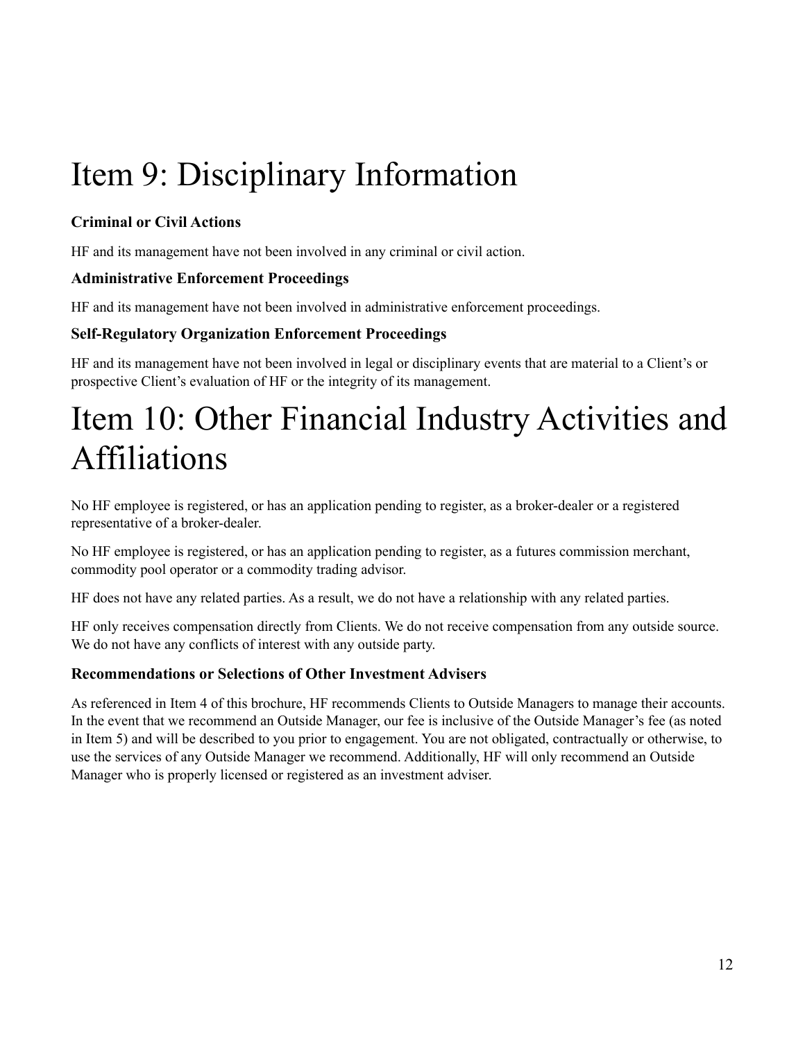# Item 9: Disciplinary Information

### Criminal or Civil Actions

HF and its management have not been involved in any criminal or civil action.

### Administrative Enforcement Proceedings

HF and its management have not been involved in administrative enforcement proceedings.

### Self-Regulatory Organization Enforcement Proceedings

HF and its management have not been involved in legal or disciplinary events that are material to a Client's or prospective Client's evaluation of HF or the integrity of its management.

# Item 10: Other Financial Industry Activities and Affiliations

No HF employee is registered, or has an application pending to register, as a broker-dealer or a registered representative of a broker-dealer.

No HF employee is registered, or has an application pending to register, as a futures commission merchant, commodity pool operator or a commodity trading advisor.

HF does not have any related parties. As a result, we do not have a relationship with any related parties.

HF only receives compensation directly from Clients. We do not receive compensation from any outside source. We do not have any conflicts of interest with any outside party.

### Recommendations or Selections of Other Investment Advisers

As referenced in Item 4 of this brochure, HF recommends Clients to Outside Managers to manage their accounts. In the event that we recommend an Outside Manager, our fee is inclusive of the Outside Manager's fee (as noted in Item 5) and will be described to you prior to engagement. You are not obligated, contractually or otherwise, to use the services of any Outside Manager we recommend. Additionally, HF will only recommend an Outside Manager who is properly licensed or registered as an investment adviser.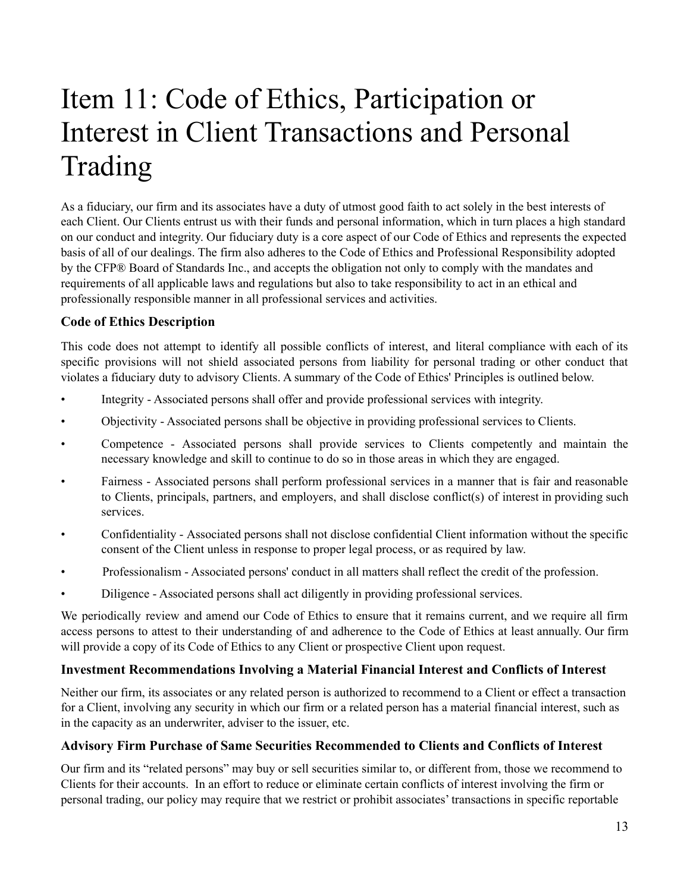# Item 11: Code of Ethics, Participation or Interest in Client Transactions and Personal Trading

As a fiduciary, our firm and its associates have a duty of utmost good faith to act solely in the best interests of each Client. Our Clients entrust us with their funds and personal information, which in turn places a high standard on our conduct and integrity. Our fiduciary duty is a core aspect of our Code of Ethics and represents the expected basis of all of our dealings. The firm also adheres to the Code of Ethics and Professional Responsibility adopted by the CFP® Board of Standards Inc., and accepts the obligation not only to comply with the mandates and requirements of all applicable laws and regulations but also to take responsibility to act in an ethical and professionally responsible manner in all professional services and activities.

### Code of Ethics Description

This code does not attempt to identify all possible conflicts of interest, and literal compliance with each of its specific provisions will not shield associated persons from liability for personal trading or other conduct that violates a fiduciary duty to advisory Clients. A summary of the Code of Ethics' Principles is outlined below.

- Integrity - Associated persons shall offer and provide professional services with integrity.
- Objectivity - Associated persons shall be objective in providing professional services to Clients.
- Competence - Associated persons shall provide services to Clients competently and maintain the necessary knowledge and skill to continue to do so in those areas in which they are engaged.
- Fairness - Associated persons shall perform professional services in a manner that is fair and reasonable to Clients, principals, partners, and employers, and shall disclose conflict(s) of interest in providing such services.
- Confidentiality - Associated persons shall not disclose confidential Client information without the specific consent of the Client unless in response to proper legal process, or as required by law.
- Professionalism - Associated persons' conduct in all matters shall reflect the credit of the profession.
- Diligence - Associated persons shall act diligently in providing professional services.

We periodically review and amend our Code of Ethics to ensure that it remains current, and we require all firm access persons to attest to their understanding of and adherence to the Code of Ethics at least annually. Our firm will provide a copy of its Code of Ethics to any Client or prospective Client upon request.

### Investment Recommendations Involving a Material Financial Interest and Conflicts of Interest

Neither our firm, its associates or any related person is authorized to recommend to a Client or effect a transaction for a Client, involving any security in which our firm or a related person has a material financial interest, such as in the capacity as an underwriter, adviser to the issuer, etc.

### Advisory Firm Purchase of Same Securities Recommended to Clients and Conflicts of Interest

Our firm and its "related persons" may buy or sell securities similar to, or different from, those we recommend to Clients for their accounts. In an effort to reduce or eliminate certain conflicts of interest involving the firm or personal trading, our policy may require that we restrict or prohibit associates' transactions in specific reportable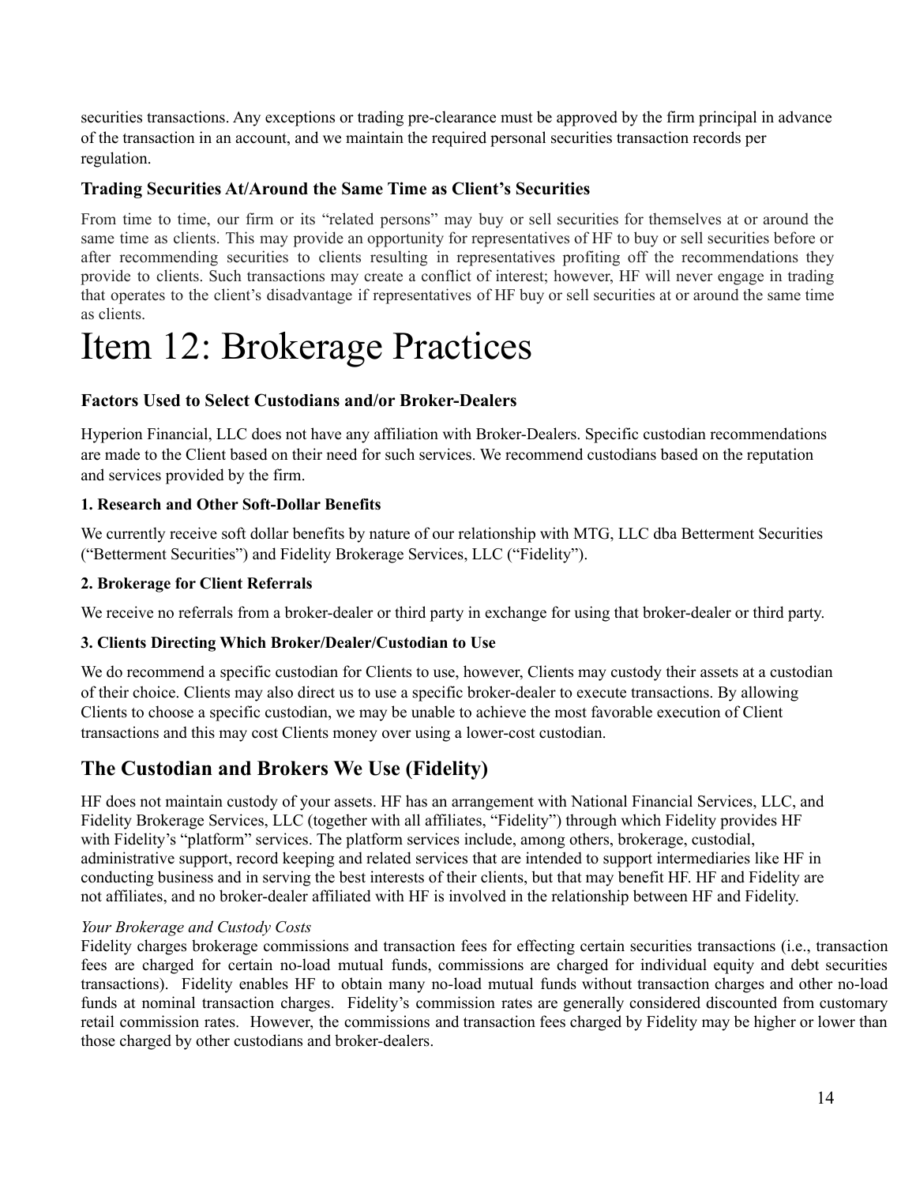securities transactions. Any exceptions or trading pre-clearance must be approved by the firm principal in advance of the transaction in an account, and we maintain the required personal securities transaction records per regulation.

### Trading Securities At/Around the Same Time as Client's Securities

From time to time, our firm or its "related persons" may buy or sell securities for themselves at or around the same time as clients. This may provide an opportunity for representatives of HF to buy or sell securities before or after recommending securities to clients resulting in representatives profiting off the recommendations they provide to clients. Such transactions may create a conflict of interest; however, HF will never engage in trading that operates to the client's disadvantage if representatives of HF buy or sell securities at or around the same time as clients.

# Item 12: Brokerage Practices

### Factors Used to Select Custodians and/or Broker-Dealers

Hyperion Financial, LLC does not have any affiliation with Broker-Dealers. Specific custodian recommendations are made to the Client based on their need for such services. We recommend custodians based on the reputation and services provided by the firm.

#### 1. Research and Other Soft-Dollar Benefits

We currently receive soft dollar benefits by nature of our relationship with MTG, LLC dba Betterment Securities ("Betterment Securities") and Fidelity Brokerage Services, LLC ("Fidelity").

#### 2. Brokerage for Client Referrals

We receive no referrals from a broker-dealer or third party in exchange for using that broker-dealer or third party.

#### 3. Clients Directing Which Broker/Dealer/Custodian to Use

We do recommend a specific custodian for Clients to use, however, Clients may custody their assets at a custodian of their choice. Clients may also direct us to use a specific broker-dealer to execute transactions. By allowing Clients to choose a specific custodian, we may be unable to achieve the most favorable execution of Client transactions and this may cost Clients money over using a lower-cost custodian.

## The Custodian and Brokers We Use (Fidelity)

HF does not maintain custody of your assets. HF has an arrangement with National Financial Services, LLC, and Fidelity Brokerage Services, LLC (together with all affiliates, "Fidelity") through which Fidelity provides HF with Fidelity's "platform" services. The platform services include, among others, brokerage, custodial, administrative support, record keeping and related services that are intended to support intermediaries like HF in conducting business and in serving the best interests of their clients, but that may benefit HF. HF and Fidelity are not affiliates, and no broker-dealer affiliated with HF is involved in the relationship between HF and Fidelity.

*Your Brokerage and Custody Costs*

Fidelity charges brokerage commissions and transaction fees for effecting certain securities transactions (i.e., transaction fees are charged for certain no-load mutual funds, commissions are charged for individual equity and debt securities transactions). Fidelity enables HF to obtain many no-load mutual funds without transaction charges and other no-load funds at nominal transaction charges. Fidelity's commission rates are generally considered discounted from customary retail commission rates. However, the commissions and transaction fees charged by Fidelity may be higher or lower than those charged by other custodians and broker-dealers.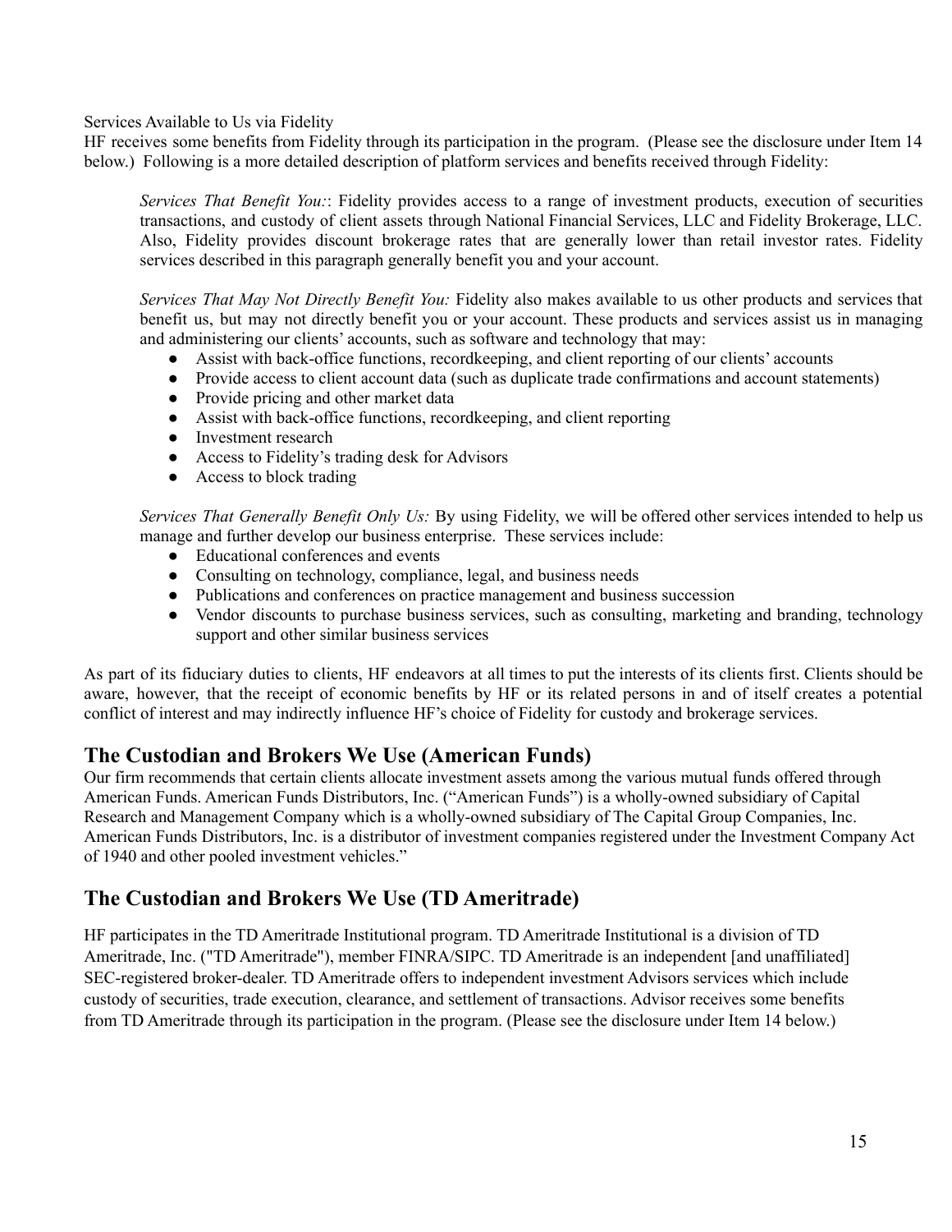Services Available to Us via Fidelity

HF receives some benefits from Fidelity through its participation in the program. (Please see the disclosure under Item 14 below.) Following is a more detailed description of platform services and benefits received through Fidelity:

*Services That Benefit You:*: Fidelity provides access to a range of investment products, execution of securities transactions, and custody of client assets through National Financial Services, LLC and Fidelity Brokerage, LLC. Also, Fidelity provides discount brokerage rates that are generally lower than retail investor rates. Fidelity services described in this paragraph generally benefit you and your account.

*Services That May Not Directly Benefit You:* Fidelity also makes available to us other products and services that benefit us, but may not directly benefit you or your account. These products and services assist us in managing and administering our clients' accounts, such as software and technology that may:

- Assist with back-office functions, recordkeeping, and client reporting of our clients' accounts
- Provide access to client account data (such as duplicate trade confirmations and account statements)
- Provide pricing and other market data
- Assist with back-office functions, recordkeeping, and client reporting
- Investment research
- Access to Fidelity's trading desk for Advisors
- Access to block trading

*Services That Generally Benefit Only Us:* By using Fidelity, we will be offered other services intended to help us manage and further develop our business enterprise. These services include:

- Educational conferences and events
- Consulting on technology, compliance, legal, and business needs
- Publications and conferences on practice management and business succession
- Vendor discounts to purchase business services, such as consulting, marketing and branding, technology support and other similar business services

As part of its fiduciary duties to clients, HF endeavors at all times to put the interests of its clients first. Clients should be aware, however, that the receipt of economic benefits by HF or its related persons in and of itself creates a potential conflict of interest and may indirectly influence HF's choice of Fidelity for custody and brokerage services.

## The Custodian and Brokers We Use (American Funds)

Our firm recommends that certain clients allocate investment assets among the various mutual funds offered through American Funds. American Funds Distributors, Inc. ("American Funds") is a wholly-owned subsidiary of Capital Research and Management Company which is a wholly-owned subsidiary of The Capital Group Companies, Inc. American Funds Distributors, Inc. is a distributor of investment companies registered under the Investment Company Act of 1940 and other pooled investment vehicles."

## The Custodian and Brokers We Use (TD Ameritrade)

HF participates in the TD Ameritrade Institutional program. TD Ameritrade Institutional is a division of TD Ameritrade, Inc. ("TD Ameritrade"), member FINRA/SIPC. TD Ameritrade is an independent [and unaffiliated] SEC-registered broker-dealer. TD Ameritrade offers to independent investment Advisors services which include custody of securities, trade execution, clearance, and settlement of transactions. Advisor receives some benefits from TD Ameritrade through its participation in the program. (Please see the disclosure under Item 14 below.)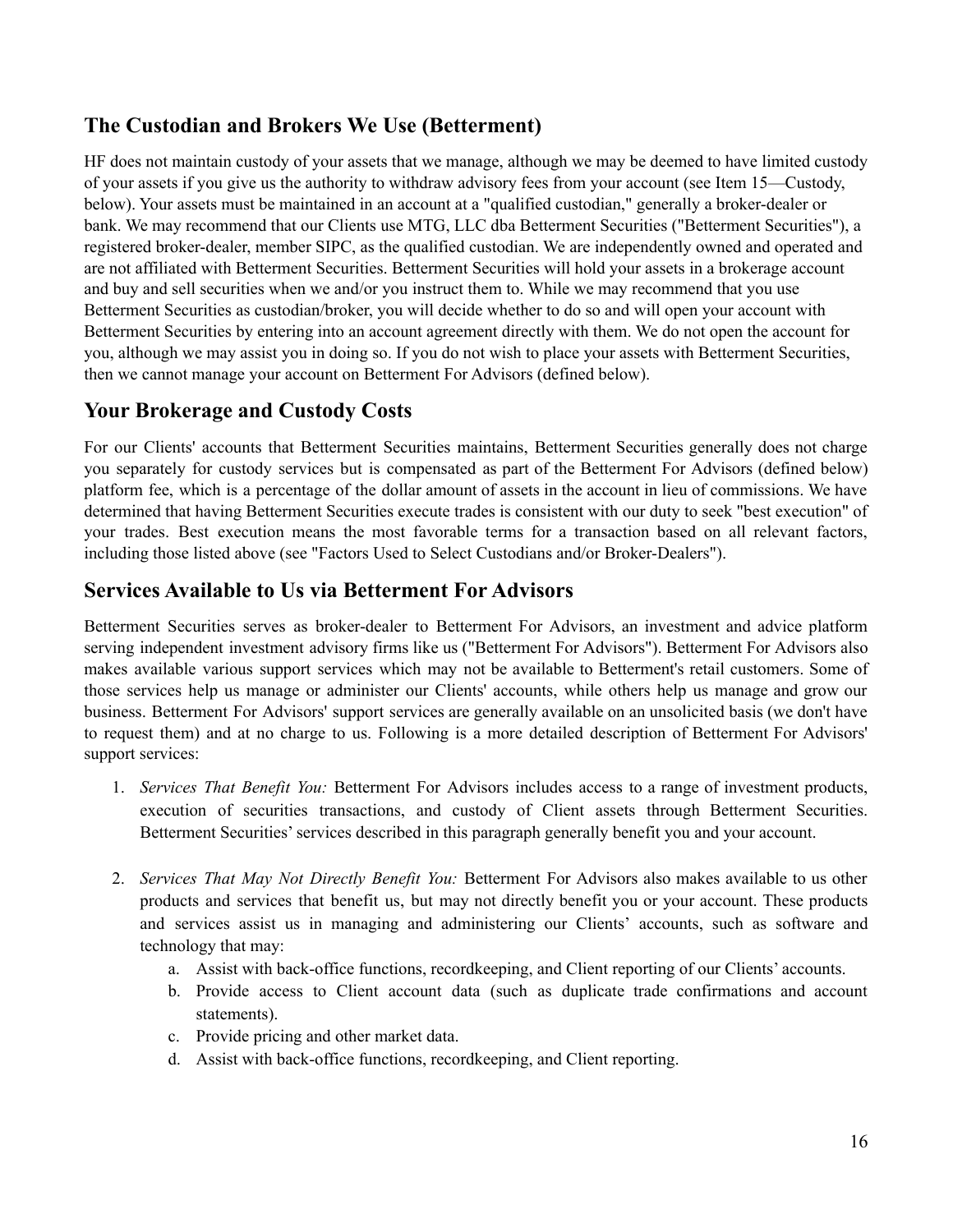## The Custodian and Brokers We Use (Betterment)

HF does not maintain custody of your assets that we manage, although we may be deemed to have limited custody of your assets if you give us the authority to withdraw advisory fees from your account (see Item 15—Custody, below). Your assets must be maintained in an account at a "qualified custodian," generally a broker-dealer or bank. We may recommend that our Clients use MTG, LLC dba Betterment Securities ("Betterment Securities"), a registered broker-dealer, member SIPC, as the qualified custodian. We are independently owned and operated and are not affiliated with Betterment Securities. Betterment Securities will hold your assets in a brokerage account and buy and sell securities when we and/or you instruct them to. While we may recommend that you use Betterment Securities as custodian/broker, you will decide whether to do so and will open your account with Betterment Securities by entering into an account agreement directly with them. We do not open the account for you, although we may assist you in doing so. If you do not wish to place your assets with Betterment Securities, then we cannot manage your account on Betterment For Advisors (defined below).

## Your Brokerage and Custody Costs

For our Clients' accounts that Betterment Securities maintains, Betterment Securities generally does not charge you separately for custody services but is compensated as part of the Betterment For Advisors (defined below) platform fee, which is a percentage of the dollar amount of assets in the account in lieu of commissions. We have determined that having Betterment Securities execute trades is consistent with our duty to seek "best execution" of your trades. Best execution means the most favorable terms for a transaction based on all relevant factors, including those listed above (see "Factors Used to Select Custodians and/or Broker-Dealers").

## Services Available to Us via Betterment For Advisors

Betterment Securities serves as broker-dealer to Betterment For Advisors, an investment and advice platform serving independent investment advisory firms like us ("Betterment For Advisors"). Betterment For Advisors also makes available various support services which may not be available to Betterment's retail customers. Some of those services help us manage or administer our Clients' accounts, while others help us manage and grow our business. Betterment For Advisors' support services are generally available on an unsolicited basis (we don't have to request them) and at no charge to us. Following is a more detailed description of Betterment For Advisors' support services:

1. *Services That Benefit You:* Betterment For Advisors includes access to a range of investment products, execution of securities transactions, and custody of Client assets through Betterment Securities. Betterment Securities' services described in this paragraph generally benefit you and your account.

2. *Services That May Not Directly Benefit You:* Betterment For Advisors also makes available to us other products and services that benefit us, but may not directly benefit you or your account. These products and services assist us in managing and administering our Clients' accounts, such as software and technology that may:
   a. Assist with back-office functions, recordkeeping, and Client reporting of our Clients' accounts.
   b. Provide access to Client account data (such as duplicate trade confirmations and account statements).
   c. Provide pricing and other market data.
   d. Assist with back-office functions, recordkeeping, and Client reporting.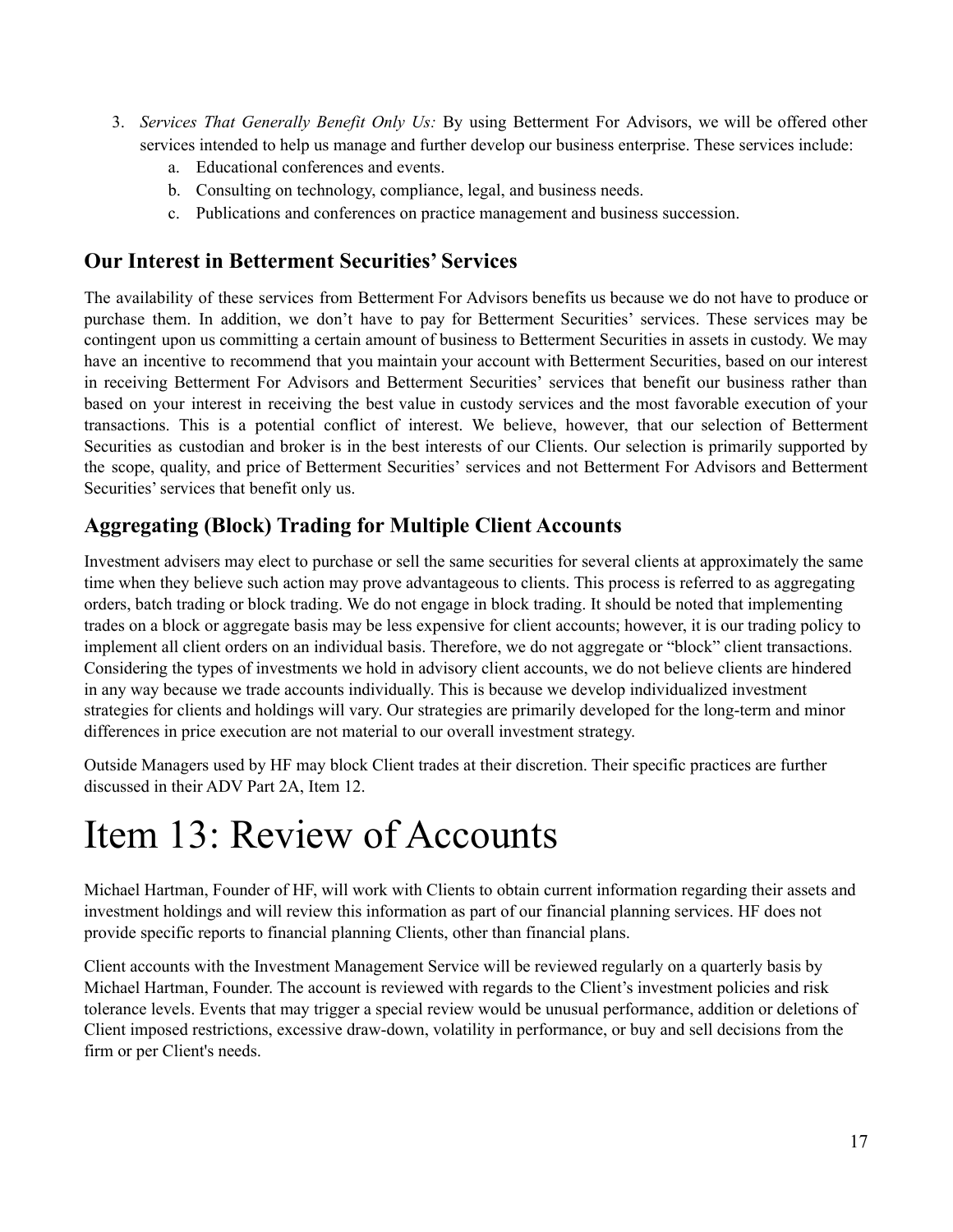3. *Services That Generally Benefit Only Us:* By using Betterment For Advisors, we will be offered other services intended to help us manage and further develop our business enterprise. These services include:
    a. Educational conferences and events.
    b. Consulting on technology, compliance, legal, and business needs.
    c. Publications and conferences on practice management and business succession.

## Our Interest in Betterment Securities' Services

The availability of these services from Betterment For Advisors benefits us because we do not have to produce or purchase them. In addition, we don't have to pay for Betterment Securities' services. These services may be contingent upon us committing a certain amount of business to Betterment Securities in assets in custody. We may have an incentive to recommend that you maintain your account with Betterment Securities, based on our interest in receiving Betterment For Advisors and Betterment Securities' services that benefit our business rather than based on your interest in receiving the best value in custody services and the most favorable execution of your transactions. This is a potential conflict of interest. We believe, however, that our selection of Betterment Securities as custodian and broker is in the best interests of our Clients. Our selection is primarily supported by the scope, quality, and price of Betterment Securities' services and not Betterment For Advisors and Betterment Securities' services that benefit only us.

## Aggregating (Block) Trading for Multiple Client Accounts

Investment advisers may elect to purchase or sell the same securities for several clients at approximately the same time when they believe such action may prove advantageous to clients. This process is referred to as aggregating orders, batch trading or block trading. We do not engage in block trading. It should be noted that implementing trades on a block or aggregate basis may be less expensive for client accounts; however, it is our trading policy to implement all client orders on an individual basis. Therefore, we do not aggregate or "block" client transactions. Considering the types of investments we hold in advisory client accounts, we do not believe clients are hindered in any way because we trade accounts individually. This is because we develop individualized investment strategies for clients and holdings will vary. Our strategies are primarily developed for the long-term and minor differences in price execution are not material to our overall investment strategy.

Outside Managers used by HF may block Client trades at their discretion. Their specific practices are further discussed in their ADV Part 2A, Item 12.

# Item 13: Review of Accounts

Michael Hartman, Founder of HF, will work with Clients to obtain current information regarding their assets and investment holdings and will review this information as part of our financial planning services. HF does not provide specific reports to financial planning Clients, other than financial plans.

Client accounts with the Investment Management Service will be reviewed regularly on a quarterly basis by Michael Hartman, Founder. The account is reviewed with regards to the Client's investment policies and risk tolerance levels. Events that may trigger a special review would be unusual performance, addition or deletions of Client imposed restrictions, excessive draw-down, volatility in performance, or buy and sell decisions from the firm or per Client's needs.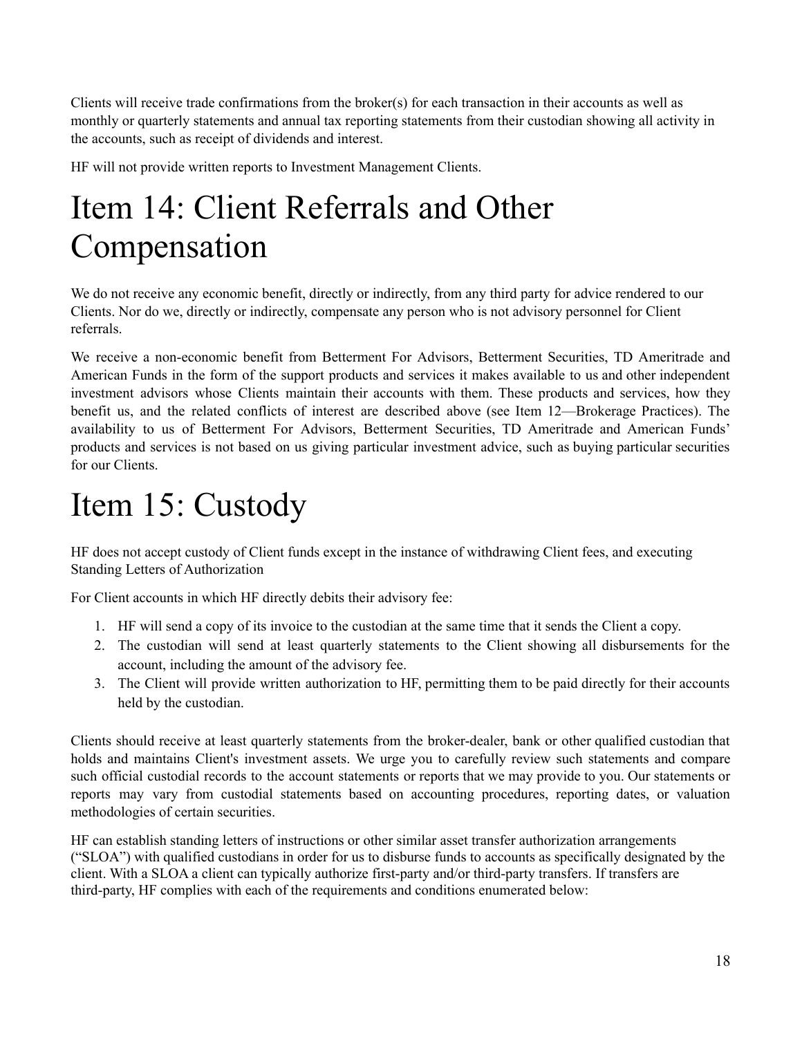Clients will receive trade confirmations from the broker(s) for each transaction in their accounts as well as monthly or quarterly statements and annual tax reporting statements from their custodian showing all activity in the accounts, such as receipt of dividends and interest.

HF will not provide written reports to Investment Management Clients.

# Item 14: Client Referrals and Other Compensation

We do not receive any economic benefit, directly or indirectly, from any third party for advice rendered to our Clients. Nor do we, directly or indirectly, compensate any person who is not advisory personnel for Client referrals.

We receive a non-economic benefit from Betterment For Advisors, Betterment Securities, TD Ameritrade and American Funds in the form of the support products and services it makes available to us and other independent investment advisors whose Clients maintain their accounts with them. These products and services, how they benefit us, and the related conflicts of interest are described above (see Item 12—Brokerage Practices). The availability to us of Betterment For Advisors, Betterment Securities, TD Ameritrade and American Funds' products and services is not based on us giving particular investment advice, such as buying particular securities for our Clients.

# Item 15: Custody

HF does not accept custody of Client funds except in the instance of withdrawing Client fees, and executing Standing Letters of Authorization

For Client accounts in which HF directly debits their advisory fee:

1. HF will send a copy of its invoice to the custodian at the same time that it sends the Client a copy.
2. The custodian will send at least quarterly statements to the Client showing all disbursements for the account, including the amount of the advisory fee.
3. The Client will provide written authorization to HF, permitting them to be paid directly for their accounts held by the custodian.

Clients should receive at least quarterly statements from the broker-dealer, bank or other qualified custodian that holds and maintains Client's investment assets. We urge you to carefully review such statements and compare such official custodial records to the account statements or reports that we may provide to you. Our statements or reports may vary from custodial statements based on accounting procedures, reporting dates, or valuation methodologies of certain securities.

HF can establish standing letters of instructions or other similar asset transfer authorization arrangements ("SLOA") with qualified custodians in order for us to disburse funds to accounts as specifically designated by the client. With a SLOA a client can typically authorize first-party and/or third-party transfers. If transfers are third-party, HF complies with each of the requirements and conditions enumerated below: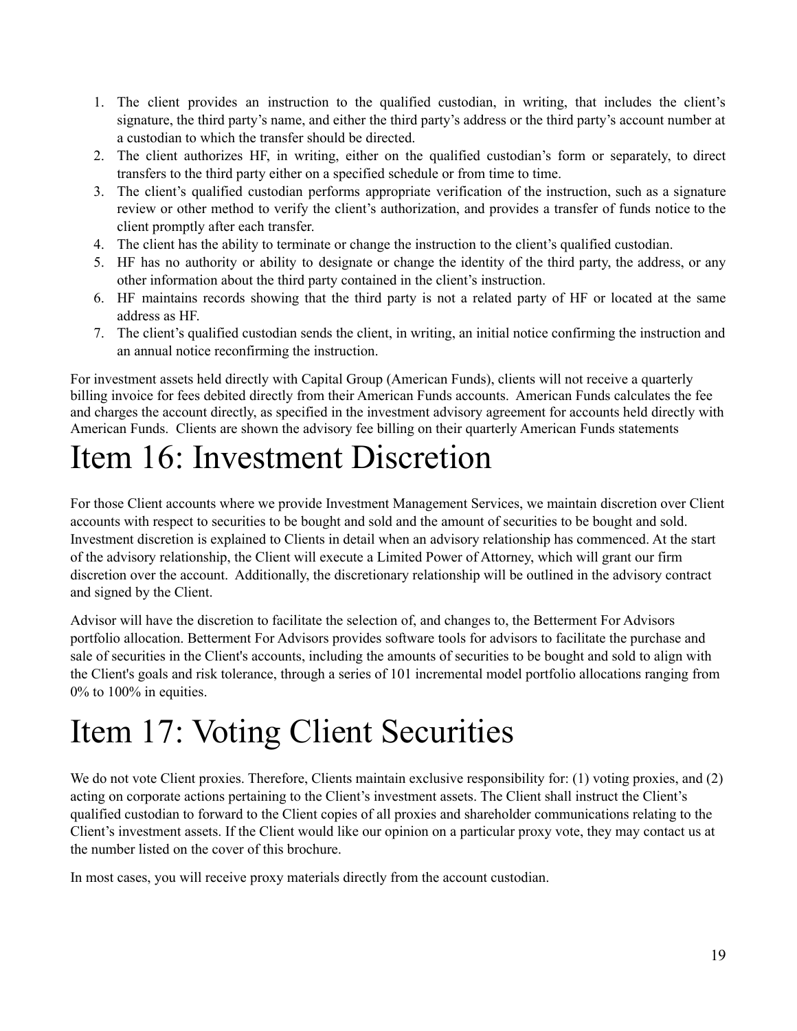1. The client provides an instruction to the qualified custodian, in writing, that includes the client's signature, the third party's name, and either the third party's address or the third party's account number at a custodian to which the transfer should be directed.
2. The client authorizes HF, in writing, either on the qualified custodian's form or separately, to direct transfers to the third party either on a specified schedule or from time to time.
3. The client's qualified custodian performs appropriate verification of the instruction, such as a signature review or other method to verify the client's authorization, and provides a transfer of funds notice to the client promptly after each transfer.
4. The client has the ability to terminate or change the instruction to the client's qualified custodian.
5. HF has no authority or ability to designate or change the identity of the third party, the address, or any other information about the third party contained in the client's instruction.
6. HF maintains records showing that the third party is not a related party of HF or located at the same address as HF.
7. The client's qualified custodian sends the client, in writing, an initial notice confirming the instruction and an annual notice reconfirming the instruction.

For investment assets held directly with Capital Group (American Funds), clients will not receive a quarterly billing invoice for fees debited directly from their American Funds accounts. American Funds calculates the fee and charges the account directly, as specified in the investment advisory agreement for accounts held directly with American Funds. Clients are shown the advisory fee billing on their quarterly American Funds statements

# Item 16: Investment Discretion

For those Client accounts where we provide Investment Management Services, we maintain discretion over Client accounts with respect to securities to be bought and sold and the amount of securities to be bought and sold. Investment discretion is explained to Clients in detail when an advisory relationship has commenced. At the start of the advisory relationship, the Client will execute a Limited Power of Attorney, which will grant our firm discretion over the account. Additionally, the discretionary relationship will be outlined in the advisory contract and signed by the Client.

Advisor will have the discretion to facilitate the selection of, and changes to, the Betterment For Advisors portfolio allocation. Betterment For Advisors provides software tools for advisors to facilitate the purchase and sale of securities in the Client's accounts, including the amounts of securities to be bought and sold to align with the Client's goals and risk tolerance, through a series of 101 incremental model portfolio allocations ranging from 0% to 100% in equities.

# Item 17: Voting Client Securities

We do not vote Client proxies. Therefore, Clients maintain exclusive responsibility for: (1) voting proxies, and (2) acting on corporate actions pertaining to the Client's investment assets. The Client shall instruct the Client's qualified custodian to forward to the Client copies of all proxies and shareholder communications relating to the Client's investment assets. If the Client would like our opinion on a particular proxy vote, they may contact us at the number listed on the cover of this brochure.

In most cases, you will receive proxy materials directly from the account custodian.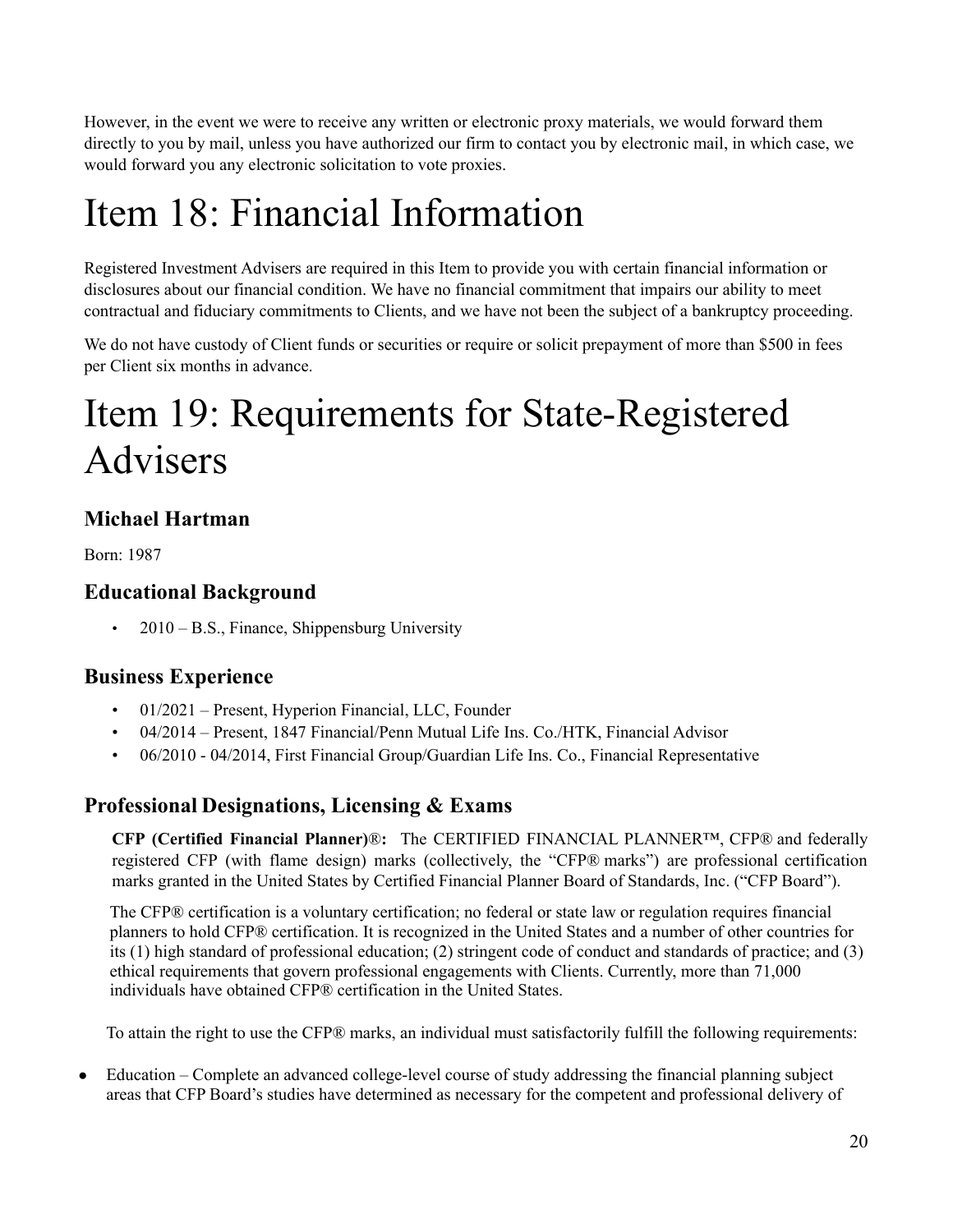However, in the event we were to receive any written or electronic proxy materials, we would forward them directly to you by mail, unless you have authorized our firm to contact you by electronic mail, in which case, we would forward you any electronic solicitation to vote proxies.

# Item 18: Financial Information

Registered Investment Advisers are required in this Item to provide you with certain financial information or disclosures about our financial condition. We have no financial commitment that impairs our ability to meet contractual and fiduciary commitments to Clients, and we have not been the subject of a bankruptcy proceeding.

We do not have custody of Client funds or securities or require or solicit prepayment of more than $500 in fees per Client six months in advance.

# Item 19: Requirements for State-Registered Advisers

## Michael Hartman

Born: 1987

## Educational Background

- 2010 – B.S., Finance, Shippensburg University

## Business Experience

- 01/2021 – Present, Hyperion Financial, LLC, Founder
- 04/2014 – Present, 1847 Financial/Penn Mutual Life Ins. Co./HTK, Financial Advisor
- 06/2010 - 04/2014, First Financial Group/Guardian Life Ins. Co., Financial Representative

## Professional Designations, Licensing & Exams

**CFP (Certified Financial Planner)®:** The CERTIFIED FINANCIAL PLANNER™, CFP® and federally registered CFP (with flame design) marks (collectively, the "CFP® marks") are professional certification marks granted in the United States by Certified Financial Planner Board of Standards, Inc. ("CFP Board").

The CFP® certification is a voluntary certification; no federal or state law or regulation requires financial planners to hold CFP® certification. It is recognized in the United States and a number of other countries for its (1) high standard of professional education; (2) stringent code of conduct and standards of practice; and (3) ethical requirements that govern professional engagements with Clients. Currently, more than 71,000 individuals have obtained CFP® certification in the United States.

To attain the right to use the CFP® marks, an individual must satisfactorily fulfill the following requirements:

- Education – Complete an advanced college-level course of study addressing the financial planning subject areas that CFP Board's studies have determined as necessary for the competent and professional delivery of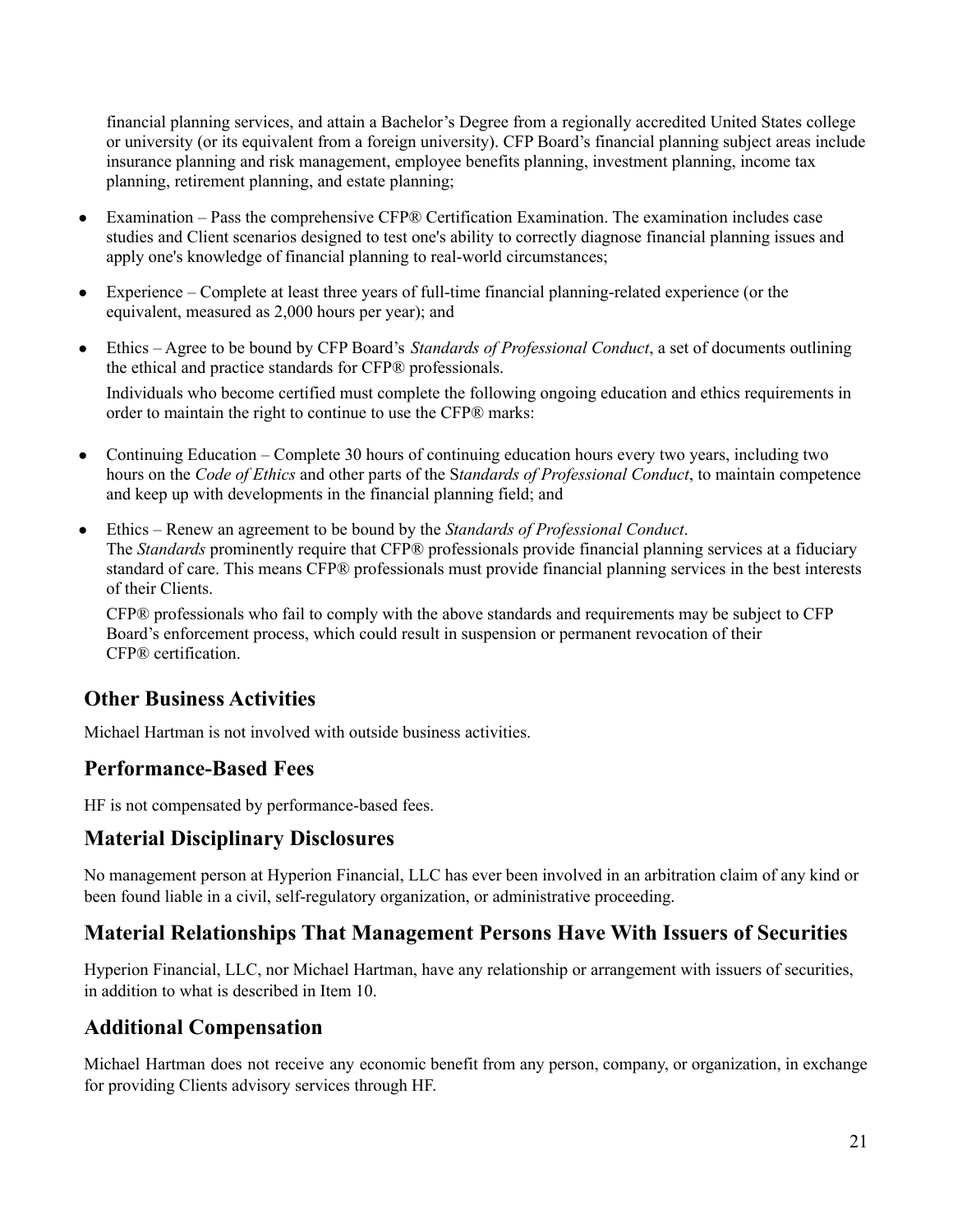financial planning services, and attain a Bachelor's Degree from a regionally accredited United States college or university (or its equivalent from a foreign university). CFP Board's financial planning subject areas include insurance planning and risk management, employee benefits planning, investment planning, income tax planning, retirement planning, and estate planning;

- Examination – Pass the comprehensive CFP® Certification Examination. The examination includes case studies and Client scenarios designed to test one's ability to correctly diagnose financial planning issues and apply one's knowledge of financial planning to real-world circumstances;

- Experience – Complete at least three years of full-time financial planning-related experience (or the equivalent, measured as 2,000 hours per year); and

- Ethics – Agree to be bound by CFP Board's *Standards of Professional Conduct*, a set of documents outlining the ethical and practice standards for CFP® professionals.

  Individuals who become certified must complete the following ongoing education and ethics requirements in order to maintain the right to continue to use the CFP® marks:

- Continuing Education – Complete 30 hours of continuing education hours every two years, including two hours on the *Code of Ethics* and other parts of the S*tandards of Professional Conduct*, to maintain competence and keep up with developments in the financial planning field; and

- Ethics – Renew an agreement to be bound by the *Standards of Professional Conduct*.
  The *Standards* prominently require that CFP® professionals provide financial planning services at a fiduciary standard of care. This means CFP® professionals must provide financial planning services in the best interests of their Clients.

  CFP® professionals who fail to comply with the above standards and requirements may be subject to CFP Board's enforcement process, which could result in suspension or permanent revocation of their CFP® certification.

## Other Business Activities

Michael Hartman is not involved with outside business activities.

## Performance-Based Fees

HF is not compensated by performance-based fees.

## Material Disciplinary Disclosures

No management person at Hyperion Financial, LLC has ever been involved in an arbitration claim of any kind or been found liable in a civil, self-regulatory organization, or administrative proceeding.

## Material Relationships That Management Persons Have With Issuers of Securities

Hyperion Financial, LLC, nor Michael Hartman, have any relationship or arrangement with issuers of securities, in addition to what is described in Item 10.

## Additional Compensation

Michael Hartman does not receive any economic benefit from any person, company, or organization, in exchange for providing Clients advisory services through HF.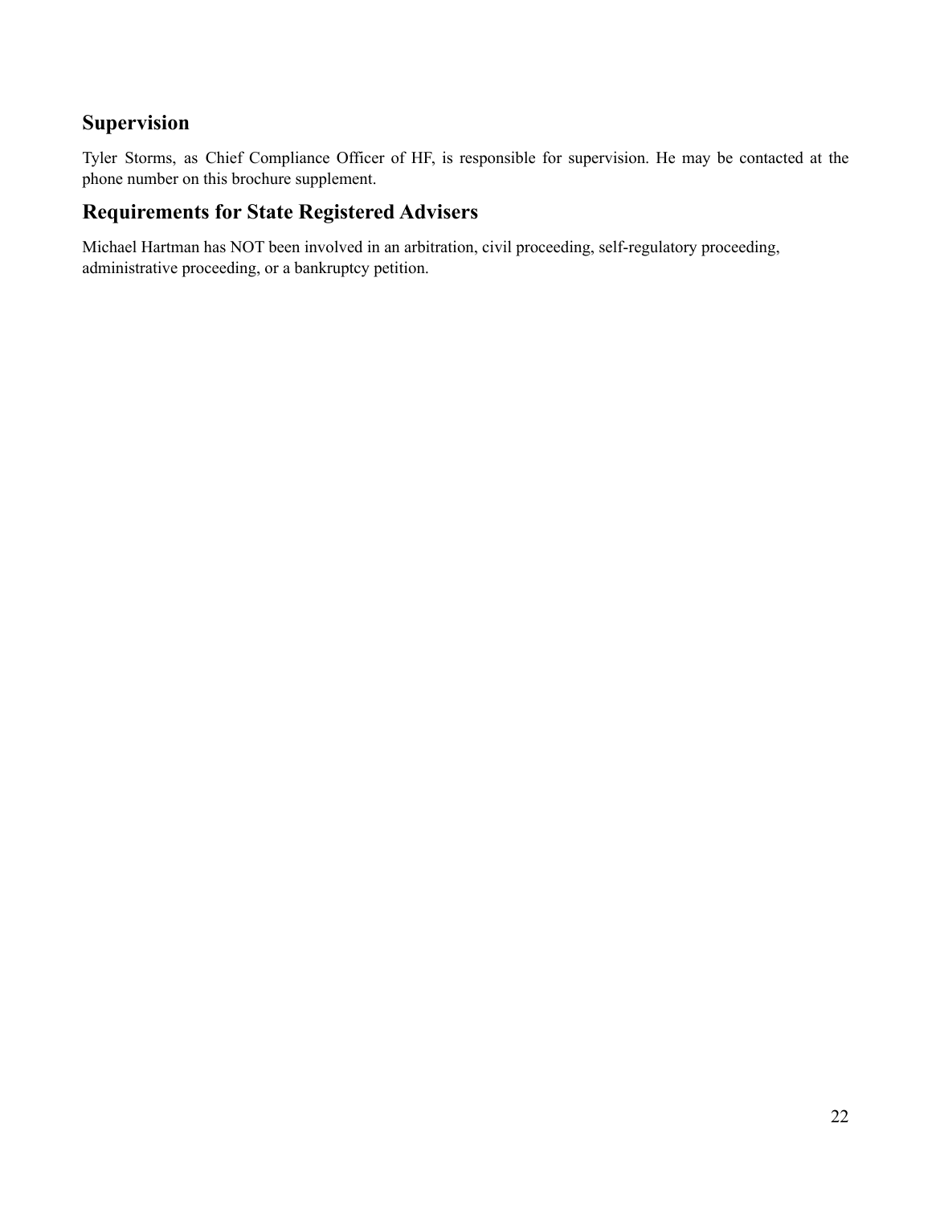## Supervision

Tyler Storms, as Chief Compliance Officer of HF, is responsible for supervision. He may be contacted at the phone number on this brochure supplement.

## Requirements for State Registered Advisers

Michael Hartman has NOT been involved in an arbitration, civil proceeding, self-regulatory proceeding, administrative proceeding, or a bankruptcy petition.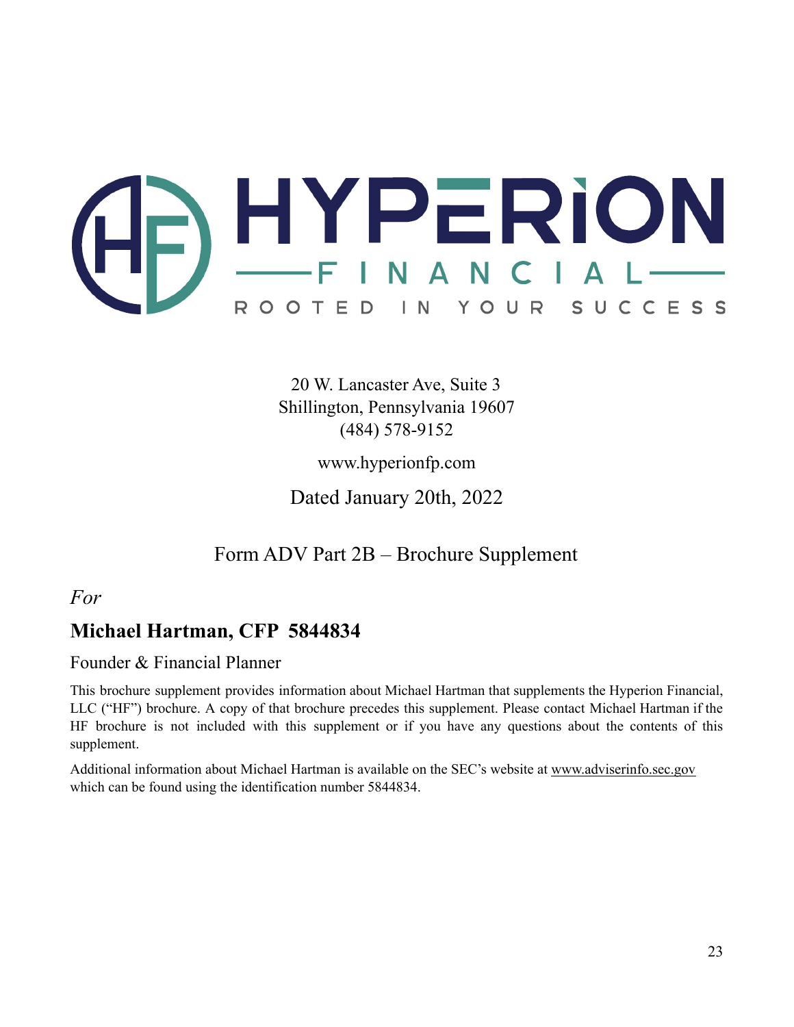HYPERION FINANCIAL

ROOTED IN YOUR SUCCESS

20 W. Lancaster Ave, Suite 3
Shillington, Pennsylvania 19607
(484) 578-9152

www.hyperionfp.com

Dated January 20th, 2022

Form ADV Part 2B – Brochure Supplement

*For*

## Michael Hartman, CFP 5844834

Founder & Financial Planner

This brochure supplement provides information about Michael Hartman that supplements the Hyperion Financial, LLC ("HF") brochure. A copy of that brochure precedes this supplement. Please contact Michael Hartman if the HF brochure is not included with this supplement or if you have any questions about the contents of this supplement.

Additional information about Michael Hartman is available on the SEC's website at www.adviserinfo.sec.gov which can be found using the identification number 5844834.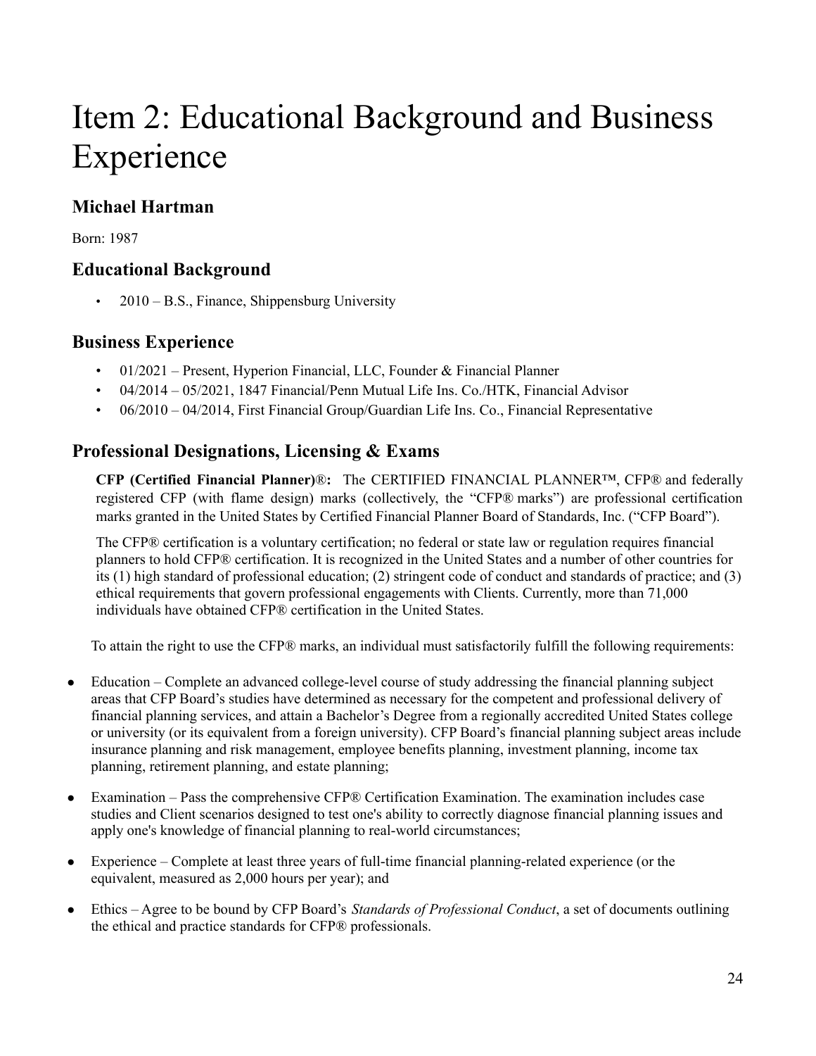# Item 2: Educational Background and Business Experience

## Michael Hartman

Born: 1987

## Educational Background

- 2010 – B.S., Finance, Shippensburg University

## Business Experience

- 01/2021 – Present, Hyperion Financial, LLC, Founder & Financial Planner
- 04/2014 – 05/2021, 1847 Financial/Penn Mutual Life Ins. Co./HTK, Financial Advisor
- 06/2010 – 04/2014, First Financial Group/Guardian Life Ins. Co., Financial Representative

## Professional Designations, Licensing & Exams

**CFP (Certified Financial Planner)®:** The CERTIFIED FINANCIAL PLANNER™, CFP® and federally registered CFP (with flame design) marks (collectively, the "CFP® marks") are professional certification marks granted in the United States by Certified Financial Planner Board of Standards, Inc. ("CFP Board").

The CFP® certification is a voluntary certification; no federal or state law or regulation requires financial planners to hold CFP® certification. It is recognized in the United States and a number of other countries for its (1) high standard of professional education; (2) stringent code of conduct and standards of practice; and (3) ethical requirements that govern professional engagements with Clients. Currently, more than 71,000 individuals have obtained CFP® certification in the United States.

To attain the right to use the CFP® marks, an individual must satisfactorily fulfill the following requirements:

- Education – Complete an advanced college-level course of study addressing the financial planning subject areas that CFP Board's studies have determined as necessary for the competent and professional delivery of financial planning services, and attain a Bachelor's Degree from a regionally accredited United States college or university (or its equivalent from a foreign university). CFP Board's financial planning subject areas include insurance planning and risk management, employee benefits planning, investment planning, income tax planning, retirement planning, and estate planning;
- Examination – Pass the comprehensive CFP® Certification Examination. The examination includes case studies and Client scenarios designed to test one's ability to correctly diagnose financial planning issues and apply one's knowledge of financial planning to real-world circumstances;
- Experience – Complete at least three years of full-time financial planning-related experience (or the equivalent, measured as 2,000 hours per year); and
- Ethics – Agree to be bound by CFP Board's *Standards of Professional Conduct*, a set of documents outlining the ethical and practice standards for CFP® professionals.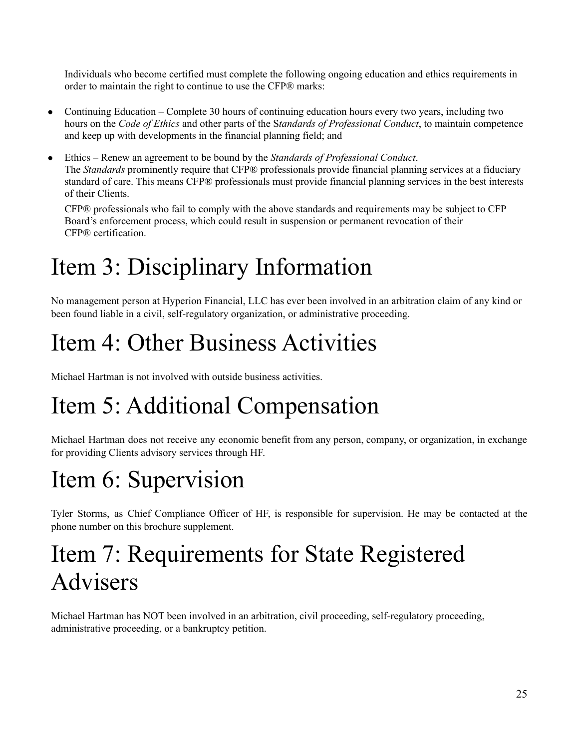Individuals who become certified must complete the following ongoing education and ethics requirements in order to maintain the right to continue to use the CFP® marks:

- Continuing Education – Complete 30 hours of continuing education hours every two years, including two hours on the *Code of Ethics* and other parts of the S*tandards of Professional Conduct*, to maintain competence and keep up with developments in the financial planning field; and
- Ethics – Renew an agreement to be bound by the *Standards of Professional Conduct*.
  The *Standards* prominently require that CFP® professionals provide financial planning services at a fiduciary standard of care. This means CFP® professionals must provide financial planning services in the best interests of their Clients.

  CFP® professionals who fail to comply with the above standards and requirements may be subject to CFP Board's enforcement process, which could result in suspension or permanent revocation of their CFP® certification.

# Item 3: Disciplinary Information

No management person at Hyperion Financial, LLC has ever been involved in an arbitration claim of any kind or been found liable in a civil, self-regulatory organization, or administrative proceeding.

# Item 4: Other Business Activities

Michael Hartman is not involved with outside business activities.

# Item 5: Additional Compensation

Michael Hartman does not receive any economic benefit from any person, company, or organization, in exchange for providing Clients advisory services through HF.

# Item 6: Supervision

Tyler Storms, as Chief Compliance Officer of HF, is responsible for supervision. He may be contacted at the phone number on this brochure supplement.

# Item 7: Requirements for State Registered Advisers

Michael Hartman has NOT been involved in an arbitration, civil proceeding, self-regulatory proceeding, administrative proceeding, or a bankruptcy petition.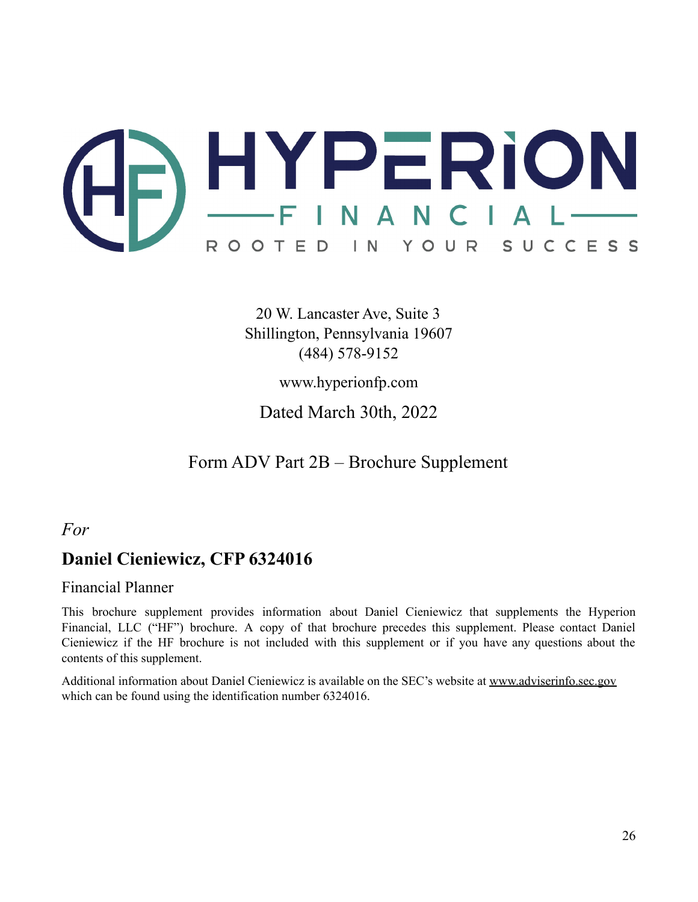HYPERION FINANCIAL

ROOTED IN YOUR SUCCESS

20 W. Lancaster Ave, Suite 3
Shillington, Pennsylvania 19607
(484) 578-9152

www.hyperionfp.com

Dated March 30th, 2022

Form ADV Part 2B – Brochure Supplement

*For*

## Daniel Cieniewicz, CFP 6324016

Financial Planner

This brochure supplement provides information about Daniel Cieniewicz that supplements the Hyperion Financial, LLC ("HF") brochure. A copy of that brochure precedes this supplement. Please contact Daniel Cieniewicz if the HF brochure is not included with this supplement or if you have any questions about the contents of this supplement.

Additional information about Daniel Cieniewicz is available on the SEC's website at www.adviserinfo.sec.gov which can be found using the identification number 6324016.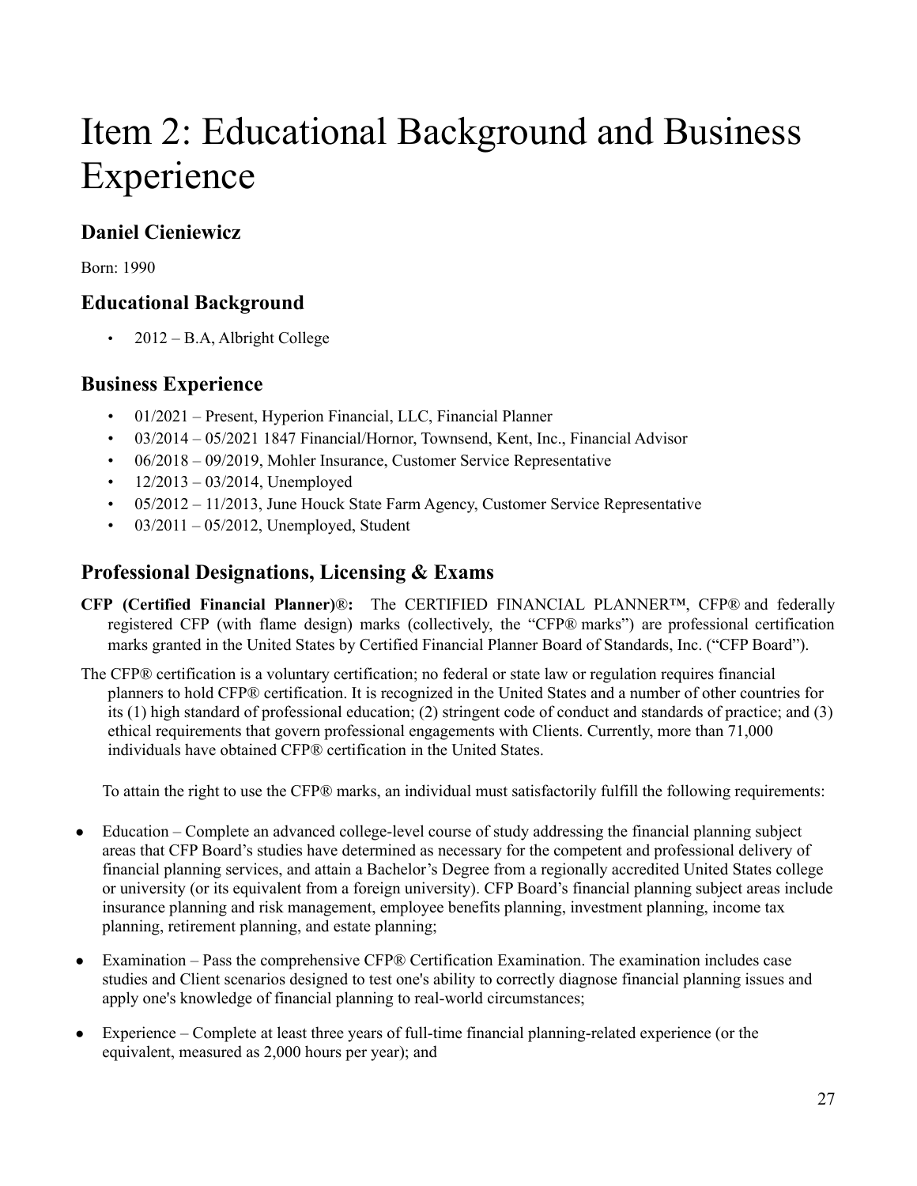# Item 2: Educational Background and Business Experience

## Daniel Cieniewicz

Born: 1990

## Educational Background

- 2012 – B.A, Albright College

## Business Experience

- 01/2021 – Present, Hyperion Financial, LLC, Financial Planner
- 03/2014 – 05/2021 1847 Financial/Hornor, Townsend, Kent, Inc., Financial Advisor
- 06/2018 – 09/2019, Mohler Insurance, Customer Service Representative
- 12/2013 – 03/2014, Unemployed
- 05/2012 – 11/2013, June Houck State Farm Agency, Customer Service Representative
- 03/2011 – 05/2012, Unemployed, Student

## Professional Designations, Licensing & Exams

**CFP (Certified Financial Planner)®:** The CERTIFIED FINANCIAL PLANNER™, CFP® and federally registered CFP (with flame design) marks (collectively, the "CFP® marks") are professional certification marks granted in the United States by Certified Financial Planner Board of Standards, Inc. ("CFP Board").

The CFP® certification is a voluntary certification; no federal or state law or regulation requires financial planners to hold CFP® certification. It is recognized in the United States and a number of other countries for its (1) high standard of professional education; (2) stringent code of conduct and standards of practice; and (3) ethical requirements that govern professional engagements with Clients. Currently, more than 71,000 individuals have obtained CFP® certification in the United States.

To attain the right to use the CFP® marks, an individual must satisfactorily fulfill the following requirements:

- Education – Complete an advanced college-level course of study addressing the financial planning subject areas that CFP Board's studies have determined as necessary for the competent and professional delivery of financial planning services, and attain a Bachelor's Degree from a regionally accredited United States college or university (or its equivalent from a foreign university). CFP Board's financial planning subject areas include insurance planning and risk management, employee benefits planning, investment planning, income tax planning, retirement planning, and estate planning;

- Examination – Pass the comprehensive CFP® Certification Examination. The examination includes case studies and Client scenarios designed to test one's ability to correctly diagnose financial planning issues and apply one's knowledge of financial planning to real-world circumstances;

- Experience – Complete at least three years of full-time financial planning-related experience (or the equivalent, measured as 2,000 hours per year); and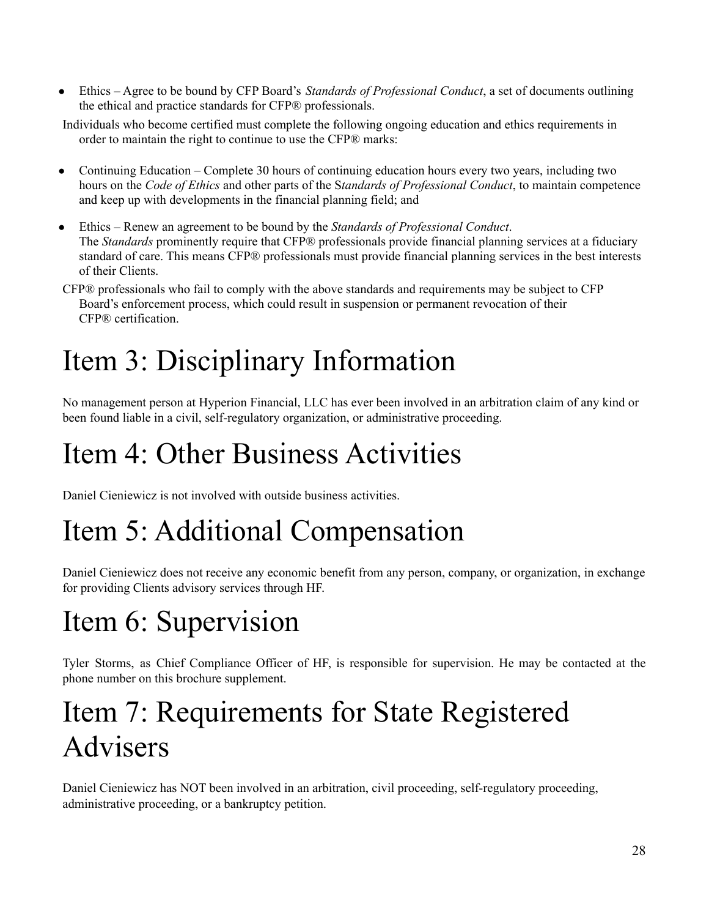- Ethics – Agree to be bound by CFP Board's *Standards of Professional Conduct*, a set of documents outlining the ethical and practice standards for CFP® professionals.

Individuals who become certified must complete the following ongoing education and ethics requirements in order to maintain the right to continue to use the CFP® marks:

- Continuing Education – Complete 30 hours of continuing education hours every two years, including two hours on the *Code of Ethics* and other parts of the S*tandards of Professional Conduct*, to maintain competence and keep up with developments in the financial planning field; and
- Ethics – Renew an agreement to be bound by the *Standards of Professional Conduct*. The *Standards* prominently require that CFP® professionals provide financial planning services at a fiduciary standard of care. This means CFP® professionals must provide financial planning services in the best interests of their Clients.

CFP® professionals who fail to comply with the above standards and requirements may be subject to CFP Board's enforcement process, which could result in suspension or permanent revocation of their CFP® certification.

# Item 3: Disciplinary Information

No management person at Hyperion Financial, LLC has ever been involved in an arbitration claim of any kind or been found liable in a civil, self-regulatory organization, or administrative proceeding.

# Item 4: Other Business Activities

Daniel Cieniewicz is not involved with outside business activities.

# Item 5: Additional Compensation

Daniel Cieniewicz does not receive any economic benefit from any person, company, or organization, in exchange for providing Clients advisory services through HF.

# Item 6: Supervision

Tyler Storms, as Chief Compliance Officer of HF, is responsible for supervision. He may be contacted at the phone number on this brochure supplement.

# Item 7: Requirements for State Registered Advisers

Daniel Cieniewicz has NOT been involved in an arbitration, civil proceeding, self-regulatory proceeding, administrative proceeding, or a bankruptcy petition.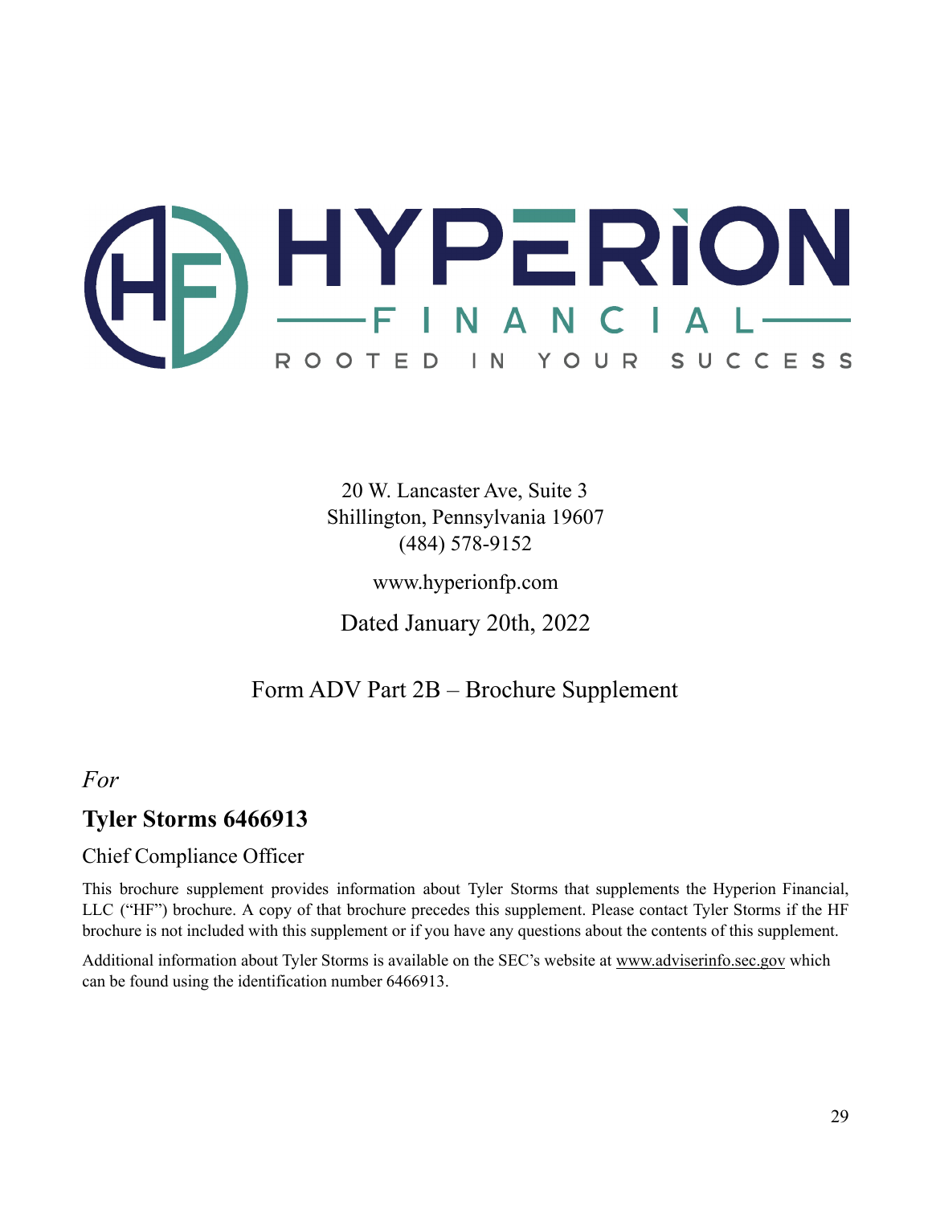# HYPERION FINANCIAL

ROOTED IN YOUR SUCCESS

20 W. Lancaster Ave, Suite 3
Shillington, Pennsylvania 19607
(484) 578-9152

www.hyperionfp.com

Dated January 20th, 2022

Form ADV Part 2B – Brochure Supplement

*For*

## Tyler Storms 6466913

Chief Compliance Officer

This brochure supplement provides information about Tyler Storms that supplements the Hyperion Financial, LLC ("HF") brochure. A copy of that brochure precedes this supplement. Please contact Tyler Storms if the HF brochure is not included with this supplement or if you have any questions about the contents of this supplement.

Additional information about Tyler Storms is available on the SEC's website at www.adviserinfo.sec.gov which can be found using the identification number 6466913.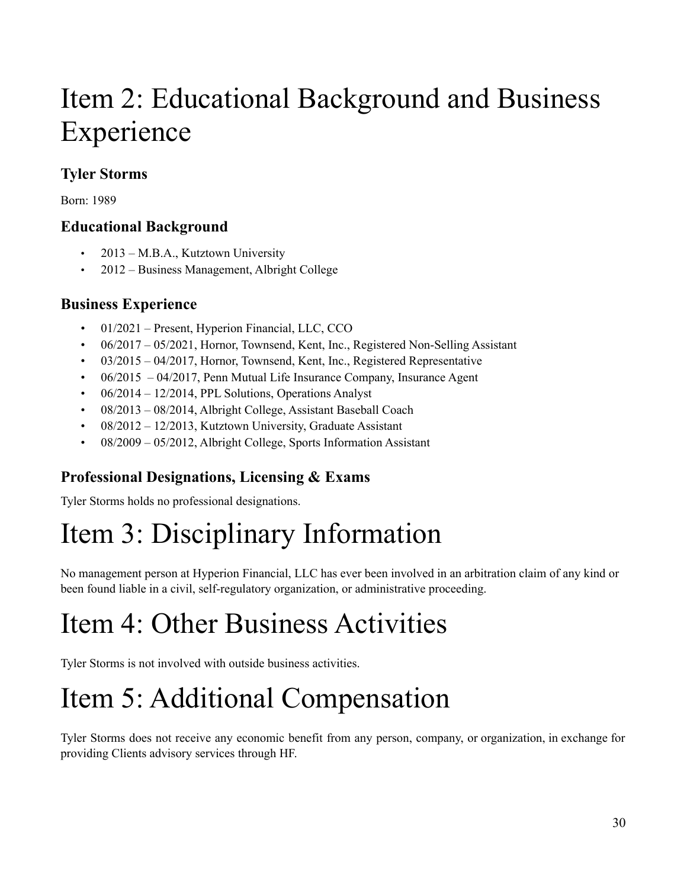# Item 2: Educational Background and Business Experience

### Tyler Storms

Born: 1989

### Educational Background

- 2013 – M.B.A., Kutztown University
- 2012 – Business Management, Albright College

### Business Experience

- 01/2021 – Present, Hyperion Financial, LLC, CCO
- 06/2017 – 05/2021, Hornor, Townsend, Kent, Inc., Registered Non-Selling Assistant
- 03/2015 – 04/2017, Hornor, Townsend, Kent, Inc., Registered Representative
- 06/2015 – 04/2017, Penn Mutual Life Insurance Company, Insurance Agent
- 06/2014 – 12/2014, PPL Solutions, Operations Analyst
- 08/2013 – 08/2014, Albright College, Assistant Baseball Coach
- 08/2012 – 12/2013, Kutztown University, Graduate Assistant
- 08/2009 – 05/2012, Albright College, Sports Information Assistant

### Professional Designations, Licensing & Exams

Tyler Storms holds no professional designations.

# Item 3: Disciplinary Information

No management person at Hyperion Financial, LLC has ever been involved in an arbitration claim of any kind or been found liable in a civil, self-regulatory organization, or administrative proceeding.

# Item 4: Other Business Activities

Tyler Storms is not involved with outside business activities.

# Item 5: Additional Compensation

Tyler Storms does not receive any economic benefit from any person, company, or organization, in exchange for providing Clients advisory services through HF.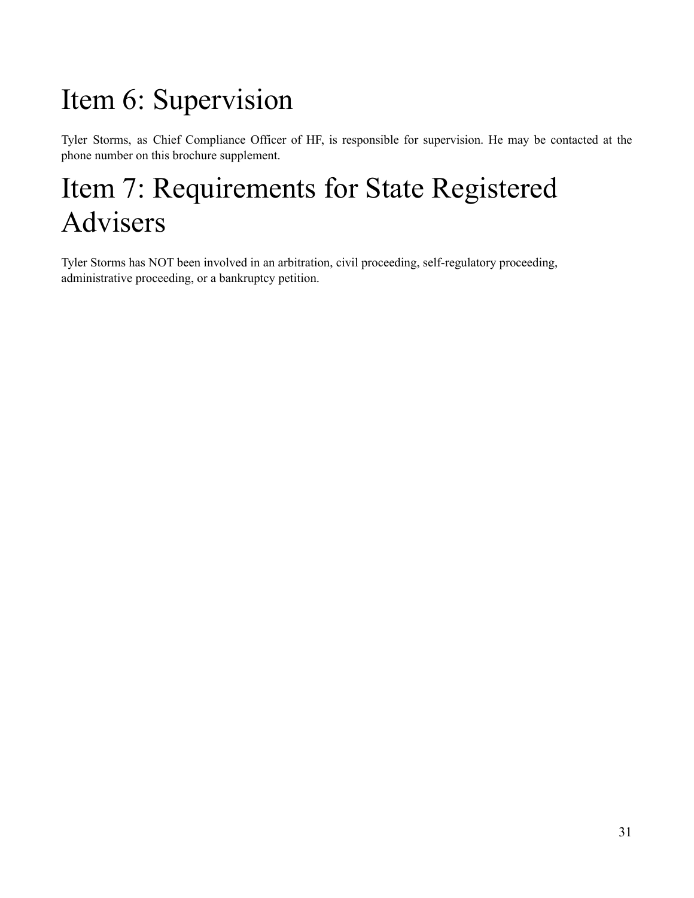# Item 6: Supervision

Tyler Storms, as Chief Compliance Officer of HF, is responsible for supervision. He may be contacted at the phone number on this brochure supplement.

# Item 7: Requirements for State Registered Advisers

Tyler Storms has NOT been involved in an arbitration, civil proceeding, self-regulatory proceeding, administrative proceeding, or a bankruptcy petition.